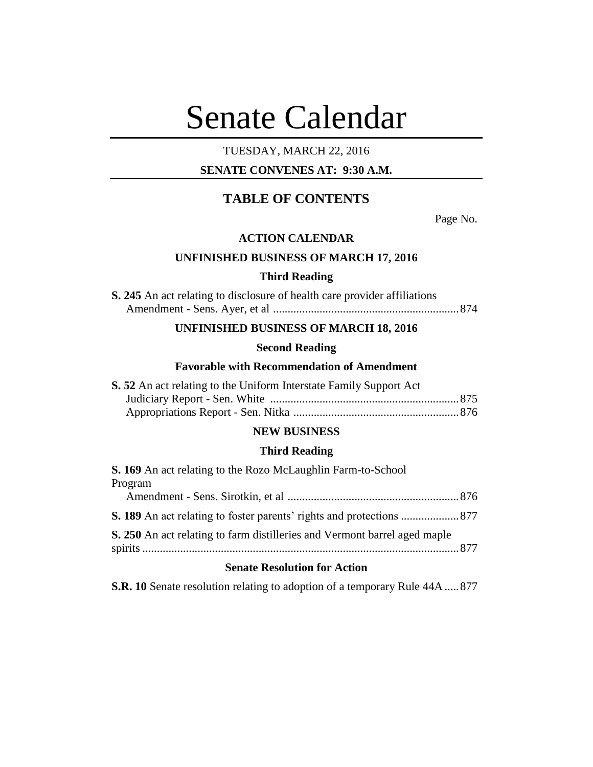# Senate Calendar

TUESDAY, MARCH 22, 2016

**SENATE CONVENES AT: 9:30 A.M.**

## TABLE OF CONTENTS

Page No.

### ACTION CALENDAR

### UNFINISHED BUSINESS OF MARCH 17, 2016

#### Third Reading

**S. 245** An act relating to disclosure of health care provider affiliations
Amendment - Sens. Ayer, et al ............................................................... 874

### UNFINISHED BUSINESS OF MARCH 18, 2016

#### Second Reading

#### Favorable with Recommendation of Amendment

**S. 52** An act relating to the Uniform Interstate Family Support Act
Judiciary Report - Sen. White ................................................................ 875
Appropriations Report - Sen. Nitka ........................................................ 876

### NEW BUSINESS

#### Third Reading

**S. 169** An act relating to the Rozo McLaughlin Farm-to-School Program
Amendment - Sens. Sirotkin, et al .......................................................... 876

**S. 189** An act relating to foster parents' rights and protections .................... 877

**S. 250** An act relating to farm distilleries and Vermont barrel aged maple spirits ............................................................................................................ 877

#### Senate Resolution for Action

**S.R. 10** Senate resolution relating to adoption of a temporary Rule 44A ..... 877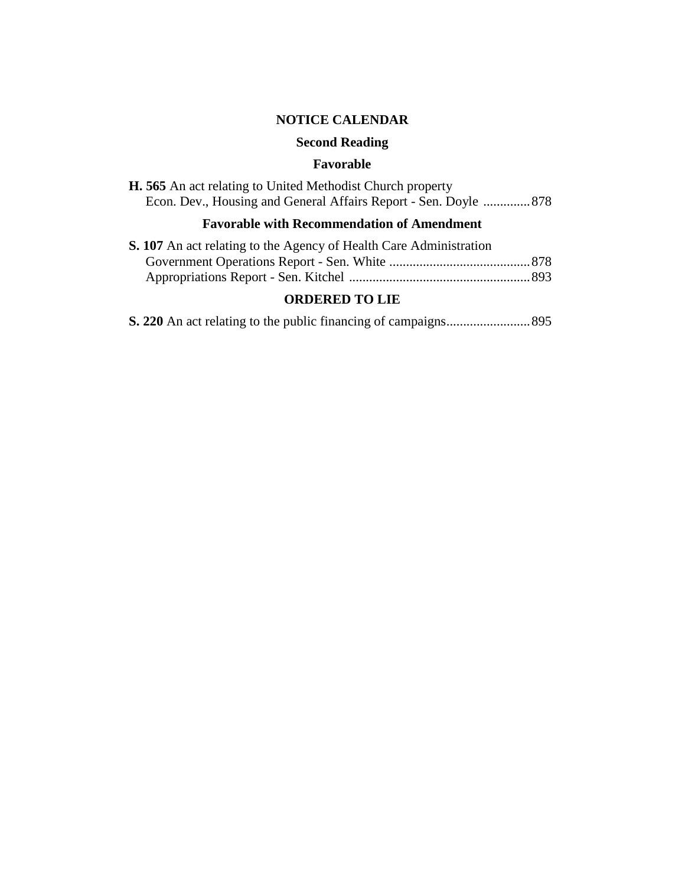## NOTICE CALENDAR

### Second Reading

### Favorable

**H. 565** An act relating to United Methodist Church property
Econ. Dev., Housing and General Affairs Report - Sen. Doyle .............. 878

### Favorable with Recommendation of Amendment

**S. 107** An act relating to the Agency of Health Care Administration
Government Operations Report - Sen. White .......................................... 878
Appropriations Report - Sen. Kitchel ...................................................... 893

### ORDERED TO LIE

**S. 220** An act relating to the public financing of campaigns......................... 895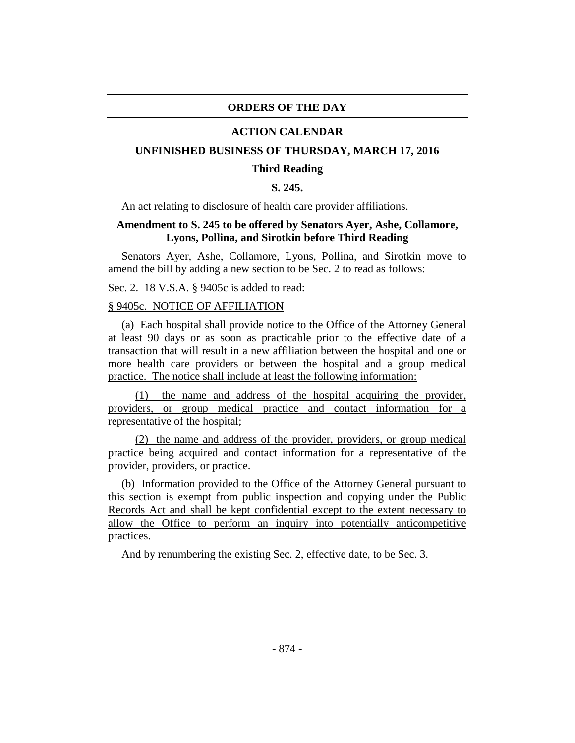## ORDERS OF THE DAY

## ACTION CALENDAR

### UNFINISHED BUSINESS OF THURSDAY, MARCH 17, 2016

### Third Reading

### S. 245.

An act relating to disclosure of health care provider affiliations.

**Amendment to S. 245 to be offered by Senators Ayer, Ashe, Collamore, Lyons, Pollina, and Sirotkin before Third Reading**

Senators Ayer, Ashe, Collamore, Lyons, Pollina, and Sirotkin move to amend the bill by adding a new section to be Sec. 2 to read as follows:

Sec. 2. 18 V.S.A. § 9405c is added to read:

§ 9405c. NOTICE OF AFFILIATION

(a) Each hospital shall provide notice to the Office of the Attorney General at least 90 days or as soon as practicable prior to the effective date of a transaction that will result in a new affiliation between the hospital and one or more health care providers or between the hospital and a group medical practice. The notice shall include at least the following information:

(1) the name and address of the hospital acquiring the provider, providers, or group medical practice and contact information for a representative of the hospital;

(2) the name and address of the provider, providers, or group medical practice being acquired and contact information for a representative of the provider, providers, or practice.

(b) Information provided to the Office of the Attorney General pursuant to this section is exempt from public inspection and copying under the Public Records Act and shall be kept confidential except to the extent necessary to allow the Office to perform an inquiry into potentially anticompetitive practices.

And by renumbering the existing Sec. 2, effective date, to be Sec. 3.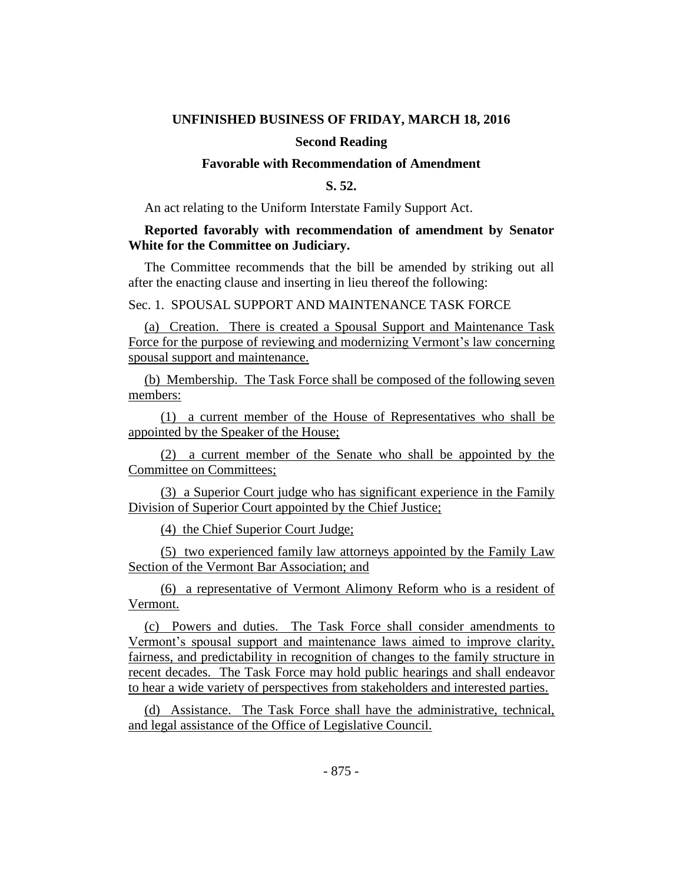**UNFINISHED BUSINESS OF FRIDAY, MARCH 18, 2016**

**Second Reading**

**Favorable with Recommendation of Amendment**

**S. 52.**

An act relating to the Uniform Interstate Family Support Act.

**Reported favorably with recommendation of amendment by Senator White for the Committee on Judiciary.**

The Committee recommends that the bill be amended by striking out all after the enacting clause and inserting in lieu thereof the following:

Sec. 1. SPOUSAL SUPPORT AND MAINTENANCE TASK FORCE

(a) Creation. There is created a Spousal Support and Maintenance Task Force for the purpose of reviewing and modernizing Vermont's law concerning spousal support and maintenance.

(b) Membership. The Task Force shall be composed of the following seven members:

(1) a current member of the House of Representatives who shall be appointed by the Speaker of the House;

(2) a current member of the Senate who shall be appointed by the Committee on Committees;

(3) a Superior Court judge who has significant experience in the Family Division of Superior Court appointed by the Chief Justice;

(4) the Chief Superior Court Judge;

(5) two experienced family law attorneys appointed by the Family Law Section of the Vermont Bar Association; and

(6) a representative of Vermont Alimony Reform who is a resident of Vermont.

(c) Powers and duties. The Task Force shall consider amendments to Vermont's spousal support and maintenance laws aimed to improve clarity, fairness, and predictability in recognition of changes to the family structure in recent decades. The Task Force may hold public hearings and shall endeavor to hear a wide variety of perspectives from stakeholders and interested parties.

(d) Assistance. The Task Force shall have the administrative, technical, and legal assistance of the Office of Legislative Council.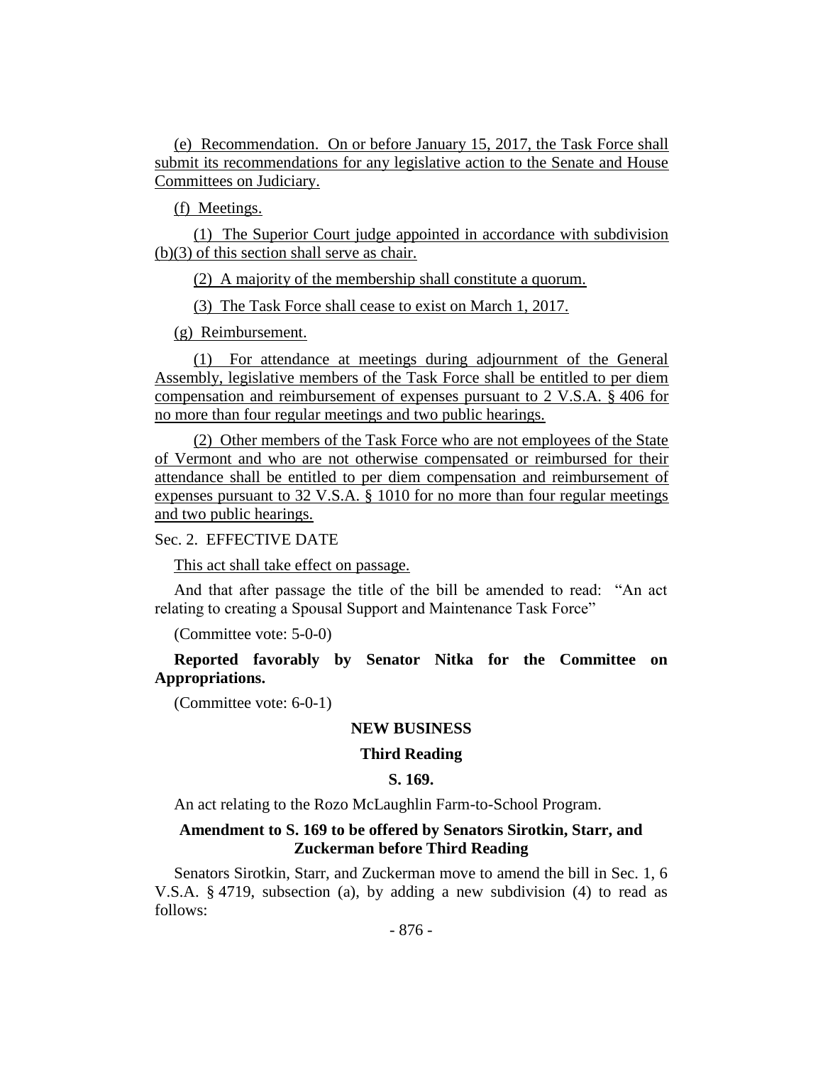(e) Recommendation. On or before January 15, 2017, the Task Force shall submit its recommendations for any legislative action to the Senate and House Committees on Judiciary.

(f) Meetings.

(1) The Superior Court judge appointed in accordance with subdivision (b)(3) of this section shall serve as chair.

(2) A majority of the membership shall constitute a quorum.

(3) The Task Force shall cease to exist on March 1, 2017.

(g) Reimbursement.

(1) For attendance at meetings during adjournment of the General Assembly, legislative members of the Task Force shall be entitled to per diem compensation and reimbursement of expenses pursuant to 2 V.S.A. § 406 for no more than four regular meetings and two public hearings.

(2) Other members of the Task Force who are not employees of the State of Vermont and who are not otherwise compensated or reimbursed for their attendance shall be entitled to per diem compensation and reimbursement of expenses pursuant to 32 V.S.A. § 1010 for no more than four regular meetings and two public hearings.

Sec. 2. EFFECTIVE DATE

This act shall take effect on passage.

And that after passage the title of the bill be amended to read: "An act relating to creating a Spousal Support and Maintenance Task Force"

(Committee vote: 5-0-0)

**Reported favorably by Senator Nitka for the Committee on Appropriations.**

(Committee vote: 6-0-1)

## NEW BUSINESS

### Third Reading

### S. 169.

An act relating to the Rozo McLaughlin Farm-to-School Program.

### Amendment to S. 169 to be offered by Senators Sirotkin, Starr, and Zuckerman before Third Reading

Senators Sirotkin, Starr, and Zuckerman move to amend the bill in Sec. 1, 6 V.S.A. § 4719, subsection (a), by adding a new subdivision (4) to read as follows: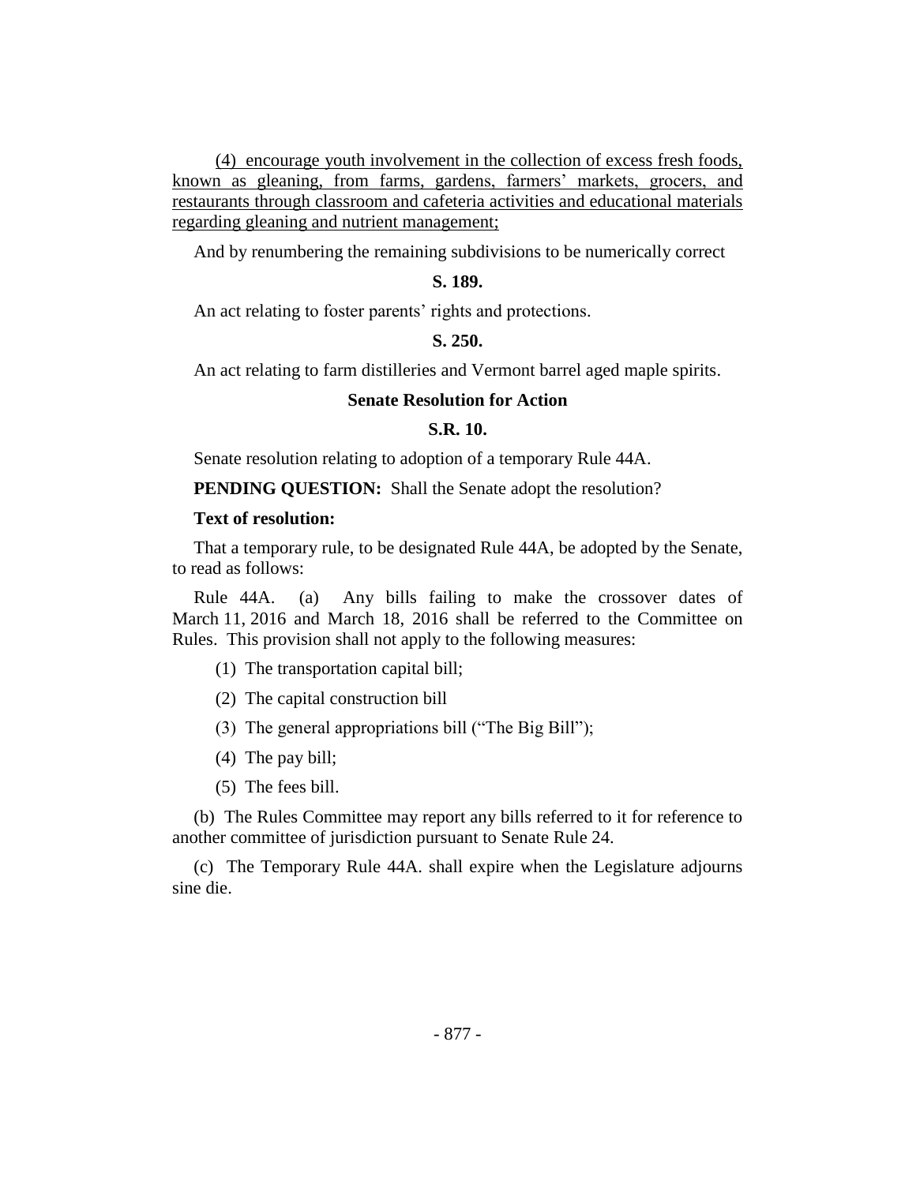<u>(4) encourage youth involvement in the collection of excess fresh foods, known as gleaning, from farms, gardens, farmers' markets, grocers, and restaurants through classroom and cafeteria activities and educational materials regarding gleaning and nutrient management;</u>

And by renumbering the remaining subdivisions to be numerically correct

**S. 189.**

An act relating to foster parents' rights and protections.

**S. 250.**

An act relating to farm distilleries and Vermont barrel aged maple spirits.

**Senate Resolution for Action**

**S.R. 10.**

Senate resolution relating to adoption of a temporary Rule 44A.

**PENDING QUESTION:** Shall the Senate adopt the resolution?

**Text of resolution:**

That a temporary rule, to be designated Rule 44A, be adopted by the Senate, to read as follows:

Rule 44A. (a) Any bills failing to make the crossover dates of March 11, 2016 and March 18, 2016 shall be referred to the Committee on Rules. This provision shall not apply to the following measures:

(1) The transportation capital bill;

(2) The capital construction bill

(3) The general appropriations bill ("The Big Bill");

(4) The pay bill;

(5) The fees bill.

(b) The Rules Committee may report any bills referred to it for reference to another committee of jurisdiction pursuant to Senate Rule 24.

(c) The Temporary Rule 44A. shall expire when the Legislature adjourns sine die.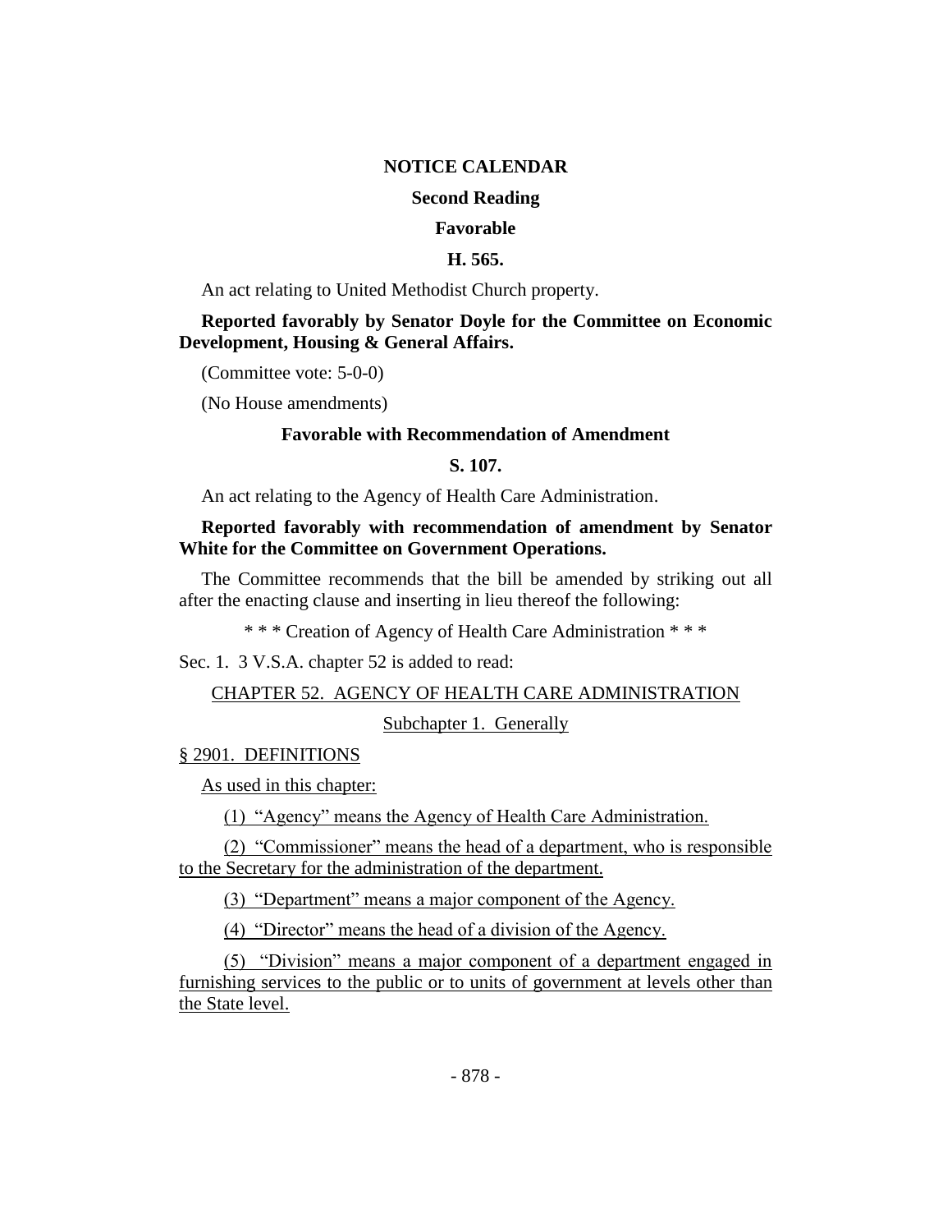## NOTICE CALENDAR

### Second Reading

### Favorable

**H. 565.**

An act relating to United Methodist Church property.

**Reported favorably by Senator Doyle for the Committee on Economic Development, Housing & General Affairs.**

(Committee vote: 5-0-0)

(No House amendments)

### Favorable with Recommendation of Amendment

**S. 107.**

An act relating to the Agency of Health Care Administration.

**Reported favorably with recommendation of amendment by Senator White for the Committee on Government Operations.**

The Committee recommends that the bill be amended by striking out all after the enacting clause and inserting in lieu thereof the following:

\* \* \* Creation of Agency of Health Care Administration \* \* \*

Sec. 1. 3 V.S.A. chapter 52 is added to read:

<u>CHAPTER 52. AGENCY OF HEALTH CARE ADMINISTRATION</u>

<u>Subchapter 1. Generally</u>

<u>§ 2901. DEFINITIONS</u>

<u>As used in this chapter:</u>

<u>(1) "Agency" means the Agency of Health Care Administration.</u>

<u>(2) "Commissioner" means the head of a department, who is responsible to the Secretary for the administration of the department.</u>

<u>(3) "Department" means a major component of the Agency.</u>

<u>(4) "Director" means the head of a division of the Agency.</u>

<u>(5) "Division" means a major component of a department engaged in furnishing services to the public or to units of government at levels other than the State level.</u>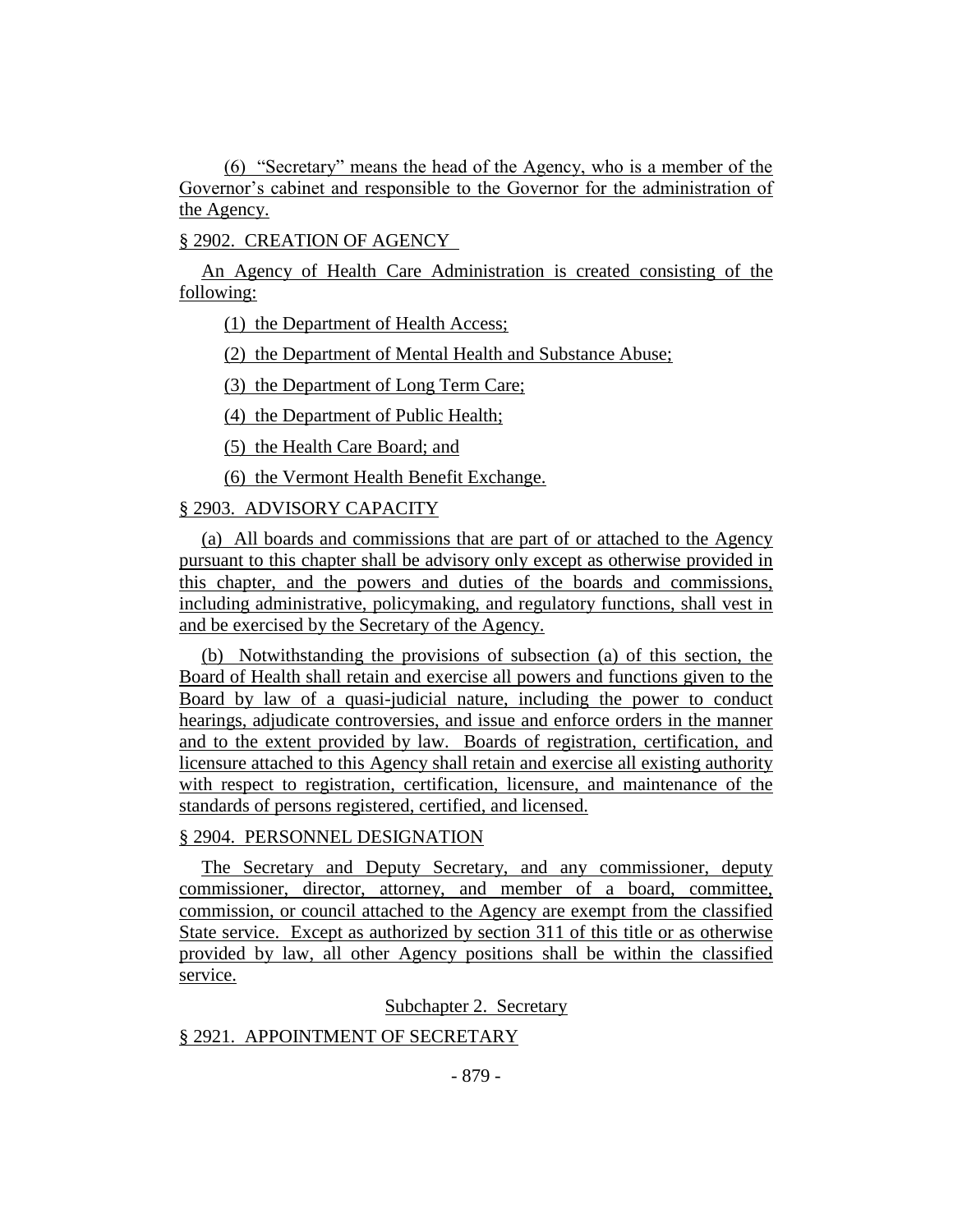(6) "Secretary" means the head of the Agency, who is a member of the Governor's cabinet and responsible to the Governor for the administration of the Agency.

§ 2902. CREATION OF AGENCY

An Agency of Health Care Administration is created consisting of the following:

(1) the Department of Health Access;

(2) the Department of Mental Health and Substance Abuse;

(3) the Department of Long Term Care;

(4) the Department of Public Health;

(5) the Health Care Board; and

(6) the Vermont Health Benefit Exchange.

§ 2903. ADVISORY CAPACITY

(a) All boards and commissions that are part of or attached to the Agency pursuant to this chapter shall be advisory only except as otherwise provided in this chapter, and the powers and duties of the boards and commissions, including administrative, policymaking, and regulatory functions, shall vest in and be exercised by the Secretary of the Agency.

(b) Notwithstanding the provisions of subsection (a) of this section, the Board of Health shall retain and exercise all powers and functions given to the Board by law of a quasi-judicial nature, including the power to conduct hearings, adjudicate controversies, and issue and enforce orders in the manner and to the extent provided by law. Boards of registration, certification, and licensure attached to this Agency shall retain and exercise all existing authority with respect to registration, certification, licensure, and maintenance of the standards of persons registered, certified, and licensed.

§ 2904. PERSONNEL DESIGNATION

The Secretary and Deputy Secretary, and any commissioner, deputy commissioner, director, attorney, and member of a board, committee, commission, or council attached to the Agency are exempt from the classified State service. Except as authorized by section 311 of this title or as otherwise provided by law, all other Agency positions shall be within the classified service.

Subchapter 2. Secretary

§ 2921. APPOINTMENT OF SECRETARY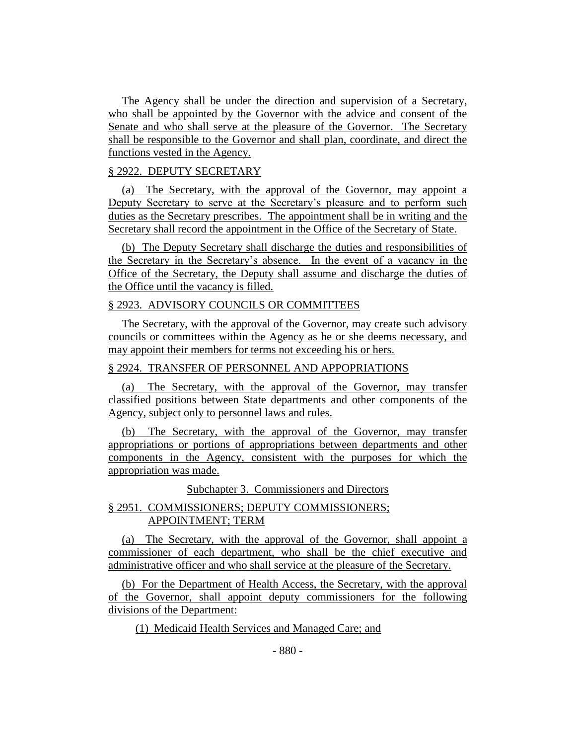The Agency shall be under the direction and supervision of a Secretary, who shall be appointed by the Governor with the advice and consent of the Senate and who shall serve at the pleasure of the Governor. The Secretary shall be responsible to the Governor and shall plan, coordinate, and direct the functions vested in the Agency.

§ 2922. DEPUTY SECRETARY

(a) The Secretary, with the approval of the Governor, may appoint a Deputy Secretary to serve at the Secretary's pleasure and to perform such duties as the Secretary prescribes. The appointment shall be in writing and the Secretary shall record the appointment in the Office of the Secretary of State.

(b) The Deputy Secretary shall discharge the duties and responsibilities of the Secretary in the Secretary's absence. In the event of a vacancy in the Office of the Secretary, the Deputy shall assume and discharge the duties of the Office until the vacancy is filled.

§ 2923. ADVISORY COUNCILS OR COMMITTEES

The Secretary, with the approval of the Governor, may create such advisory councils or committees within the Agency as he or she deems necessary, and may appoint their members for terms not exceeding his or hers.

§ 2924. TRANSFER OF PERSONNEL AND APPOPRIATIONS

(a) The Secretary, with the approval of the Governor, may transfer classified positions between State departments and other components of the Agency, subject only to personnel laws and rules.

(b) The Secretary, with the approval of the Governor, may transfer appropriations or portions of appropriations between departments and other components in the Agency, consistent with the purposes for which the appropriation was made.

Subchapter 3. Commissioners and Directors

§ 2951. COMMISSIONERS; DEPUTY COMMISSIONERS; APPOINTMENT; TERM

(a) The Secretary, with the approval of the Governor, shall appoint a commissioner of each department, who shall be the chief executive and administrative officer and who shall service at the pleasure of the Secretary.

(b) For the Department of Health Access, the Secretary, with the approval of the Governor, shall appoint deputy commissioners for the following divisions of the Department:

(1) Medicaid Health Services and Managed Care; and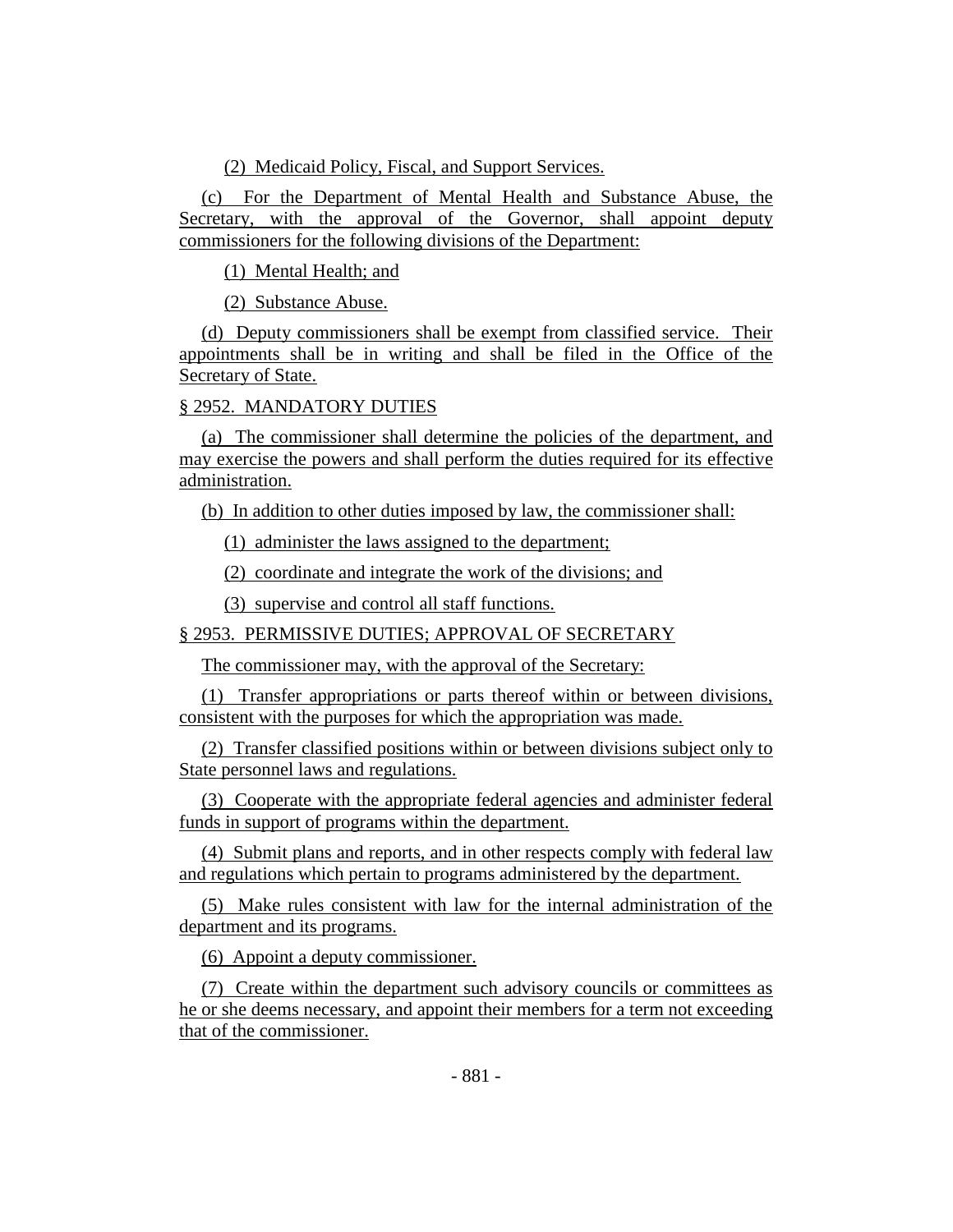(2) Medicaid Policy, Fiscal, and Support Services.

(c) For the Department of Mental Health and Substance Abuse, the Secretary, with the approval of the Governor, shall appoint deputy commissioners for the following divisions of the Department:

(1) Mental Health; and

(2) Substance Abuse.

(d) Deputy commissioners shall be exempt from classified service. Their appointments shall be in writing and shall be filed in the Office of the Secretary of State.

§ 2952. MANDATORY DUTIES

(a) The commissioner shall determine the policies of the department, and may exercise the powers and shall perform the duties required for its effective administration.

(b) In addition to other duties imposed by law, the commissioner shall:

(1) administer the laws assigned to the department;

(2) coordinate and integrate the work of the divisions; and

(3) supervise and control all staff functions.

§ 2953. PERMISSIVE DUTIES; APPROVAL OF SECRETARY

The commissioner may, with the approval of the Secretary:

(1) Transfer appropriations or parts thereof within or between divisions, consistent with the purposes for which the appropriation was made.

(2) Transfer classified positions within or between divisions subject only to State personnel laws and regulations.

(3) Cooperate with the appropriate federal agencies and administer federal funds in support of programs within the department.

(4) Submit plans and reports, and in other respects comply with federal law and regulations which pertain to programs administered by the department.

(5) Make rules consistent with law for the internal administration of the department and its programs.

(6) Appoint a deputy commissioner.

(7) Create within the department such advisory councils or committees as he or she deems necessary, and appoint their members for a term not exceeding that of the commissioner.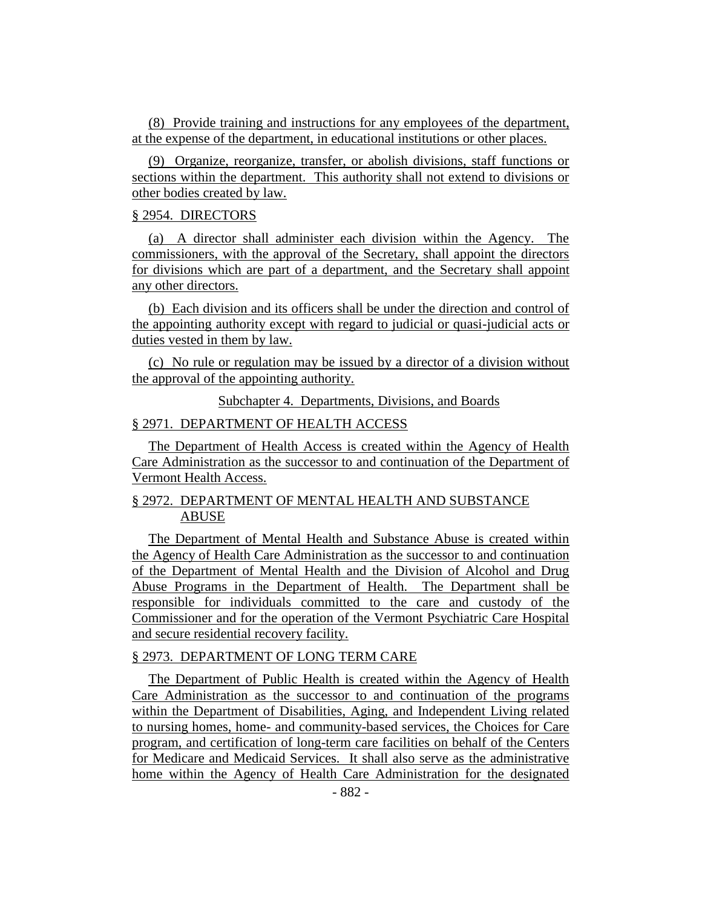(8) Provide training and instructions for any employees of the department, at the expense of the department, in educational institutions or other places.

(9) Organize, reorganize, transfer, or abolish divisions, staff functions or sections within the department. This authority shall not extend to divisions or other bodies created by law.

§ 2954. DIRECTORS

(a) A director shall administer each division within the Agency. The commissioners, with the approval of the Secretary, shall appoint the directors for divisions which are part of a department, and the Secretary shall appoint any other directors.

(b) Each division and its officers shall be under the direction and control of the appointing authority except with regard to judicial or quasi-judicial acts or duties vested in them by law.

(c) No rule or regulation may be issued by a director of a division without the approval of the appointing authority.

Subchapter 4. Departments, Divisions, and Boards

§ 2971. DEPARTMENT OF HEALTH ACCESS

The Department of Health Access is created within the Agency of Health Care Administration as the successor to and continuation of the Department of Vermont Health Access.

§ 2972. DEPARTMENT OF MENTAL HEALTH AND SUBSTANCE ABUSE

The Department of Mental Health and Substance Abuse is created within the Agency of Health Care Administration as the successor to and continuation of the Department of Mental Health and the Division of Alcohol and Drug Abuse Programs in the Department of Health. The Department shall be responsible for individuals committed to the care and custody of the Commissioner and for the operation of the Vermont Psychiatric Care Hospital and secure residential recovery facility.

§ 2973. DEPARTMENT OF LONG TERM CARE

The Department of Public Health is created within the Agency of Health Care Administration as the successor to and continuation of the programs within the Department of Disabilities, Aging, and Independent Living related to nursing homes, home- and community-based services, the Choices for Care program, and certification of long-term care facilities on behalf of the Centers for Medicare and Medicaid Services. It shall also serve as the administrative home within the Agency of Health Care Administration for the designated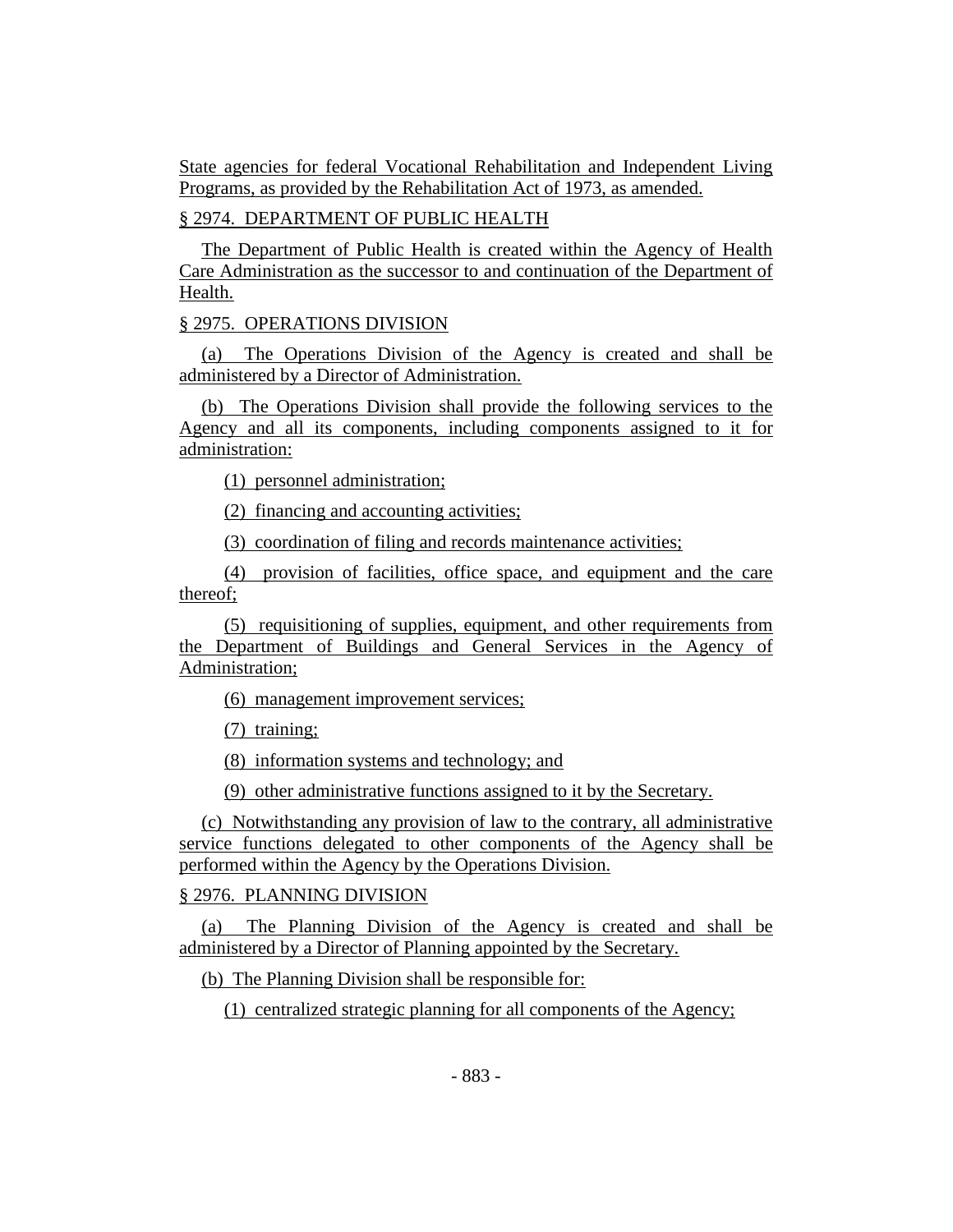State agencies for federal Vocational Rehabilitation and Independent Living Programs, as provided by the Rehabilitation Act of 1973, as amended.

§ 2974. DEPARTMENT OF PUBLIC HEALTH

The Department of Public Health is created within the Agency of Health Care Administration as the successor to and continuation of the Department of Health.

§ 2975. OPERATIONS DIVISION

(a) The Operations Division of the Agency is created and shall be administered by a Director of Administration.

(b) The Operations Division shall provide the following services to the Agency and all its components, including components assigned to it for administration:

(1) personnel administration;

(2) financing and accounting activities;

(3) coordination of filing and records maintenance activities;

(4) provision of facilities, office space, and equipment and the care thereof;

(5) requisitioning of supplies, equipment, and other requirements from the Department of Buildings and General Services in the Agency of Administration;

(6) management improvement services;

(7) training;

(8) information systems and technology; and

(9) other administrative functions assigned to it by the Secretary.

(c) Notwithstanding any provision of law to the contrary, all administrative service functions delegated to other components of the Agency shall be performed within the Agency by the Operations Division.

§ 2976. PLANNING DIVISION

(a) The Planning Division of the Agency is created and shall be administered by a Director of Planning appointed by the Secretary.

(b) The Planning Division shall be responsible for:

(1) centralized strategic planning for all components of the Agency;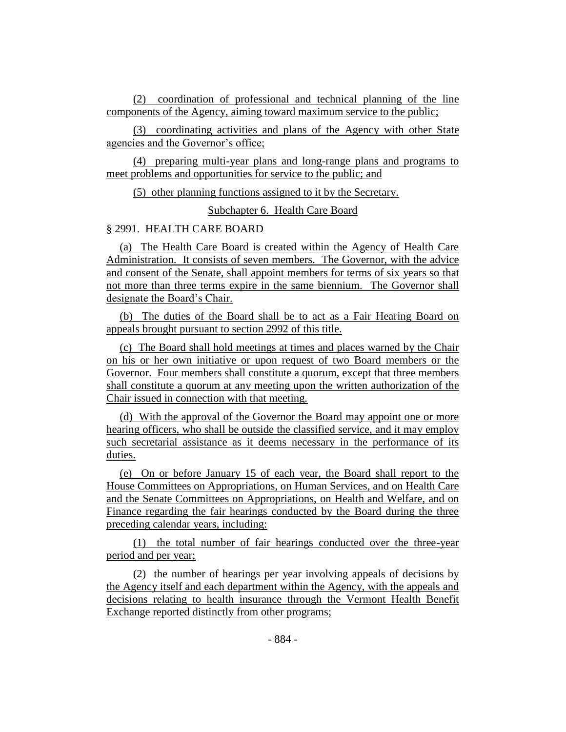(2) coordination of professional and technical planning of the line components of the Agency, aiming toward maximum service to the public;

(3) coordinating activities and plans of the Agency with other State agencies and the Governor's office;

(4) preparing multi-year plans and long-range plans and programs to meet problems and opportunities for service to the public; and

(5) other planning functions assigned to it by the Secretary.

Subchapter 6. Health Care Board

§ 2991. HEALTH CARE BOARD

(a) The Health Care Board is created within the Agency of Health Care Administration. It consists of seven members. The Governor, with the advice and consent of the Senate, shall appoint members for terms of six years so that not more than three terms expire in the same biennium. The Governor shall designate the Board's Chair.

(b) The duties of the Board shall be to act as a Fair Hearing Board on appeals brought pursuant to section 2992 of this title.

(c) The Board shall hold meetings at times and places warned by the Chair on his or her own initiative or upon request of two Board members or the Governor. Four members shall constitute a quorum, except that three members shall constitute a quorum at any meeting upon the written authorization of the Chair issued in connection with that meeting.

(d) With the approval of the Governor the Board may appoint one or more hearing officers, who shall be outside the classified service, and it may employ such secretarial assistance as it deems necessary in the performance of its duties.

(e) On or before January 15 of each year, the Board shall report to the House Committees on Appropriations, on Human Services, and on Health Care and the Senate Committees on Appropriations, on Health and Welfare, and on Finance regarding the fair hearings conducted by the Board during the three preceding calendar years, including:

(1) the total number of fair hearings conducted over the three-year period and per year;

(2) the number of hearings per year involving appeals of decisions by the Agency itself and each department within the Agency, with the appeals and decisions relating to health insurance through the Vermont Health Benefit Exchange reported distinctly from other programs;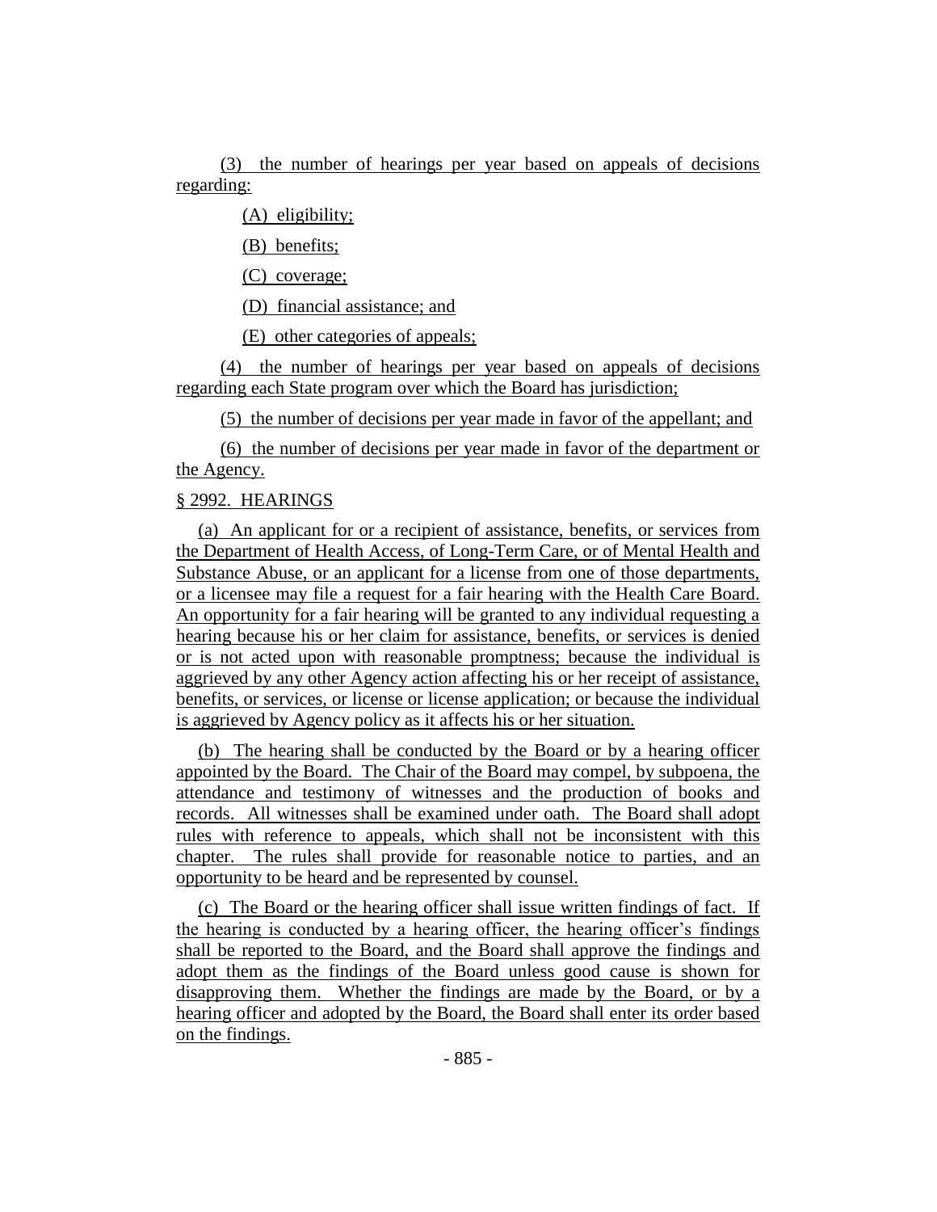(3) the number of hearings per year based on appeals of decisions regarding:

(A) eligibility;

(B) benefits;

(C) coverage;

(D) financial assistance; and

(E) other categories of appeals;

(4) the number of hearings per year based on appeals of decisions regarding each State program over which the Board has jurisdiction;

(5) the number of decisions per year made in favor of the appellant; and

(6) the number of decisions per year made in favor of the department or the Agency.

§ 2992. HEARINGS

(a) An applicant for or a recipient of assistance, benefits, or services from the Department of Health Access, of Long-Term Care, or of Mental Health and Substance Abuse, or an applicant for a license from one of those departments, or a licensee may file a request for a fair hearing with the Health Care Board. An opportunity for a fair hearing will be granted to any individual requesting a hearing because his or her claim for assistance, benefits, or services is denied or is not acted upon with reasonable promptness; because the individual is aggrieved by any other Agency action affecting his or her receipt of assistance, benefits, or services, or license or license application; or because the individual is aggrieved by Agency policy as it affects his or her situation.

(b) The hearing shall be conducted by the Board or by a hearing officer appointed by the Board. The Chair of the Board may compel, by subpoena, the attendance and testimony of witnesses and the production of books and records. All witnesses shall be examined under oath. The Board shall adopt rules with reference to appeals, which shall not be inconsistent with this chapter. The rules shall provide for reasonable notice to parties, and an opportunity to be heard and be represented by counsel.

(c) The Board or the hearing officer shall issue written findings of fact. If the hearing is conducted by a hearing officer, the hearing officer's findings shall be reported to the Board, and the Board shall approve the findings and adopt them as the findings of the Board unless good cause is shown for disapproving them. Whether the findings are made by the Board, or by a hearing officer and adopted by the Board, the Board shall enter its order based on the findings.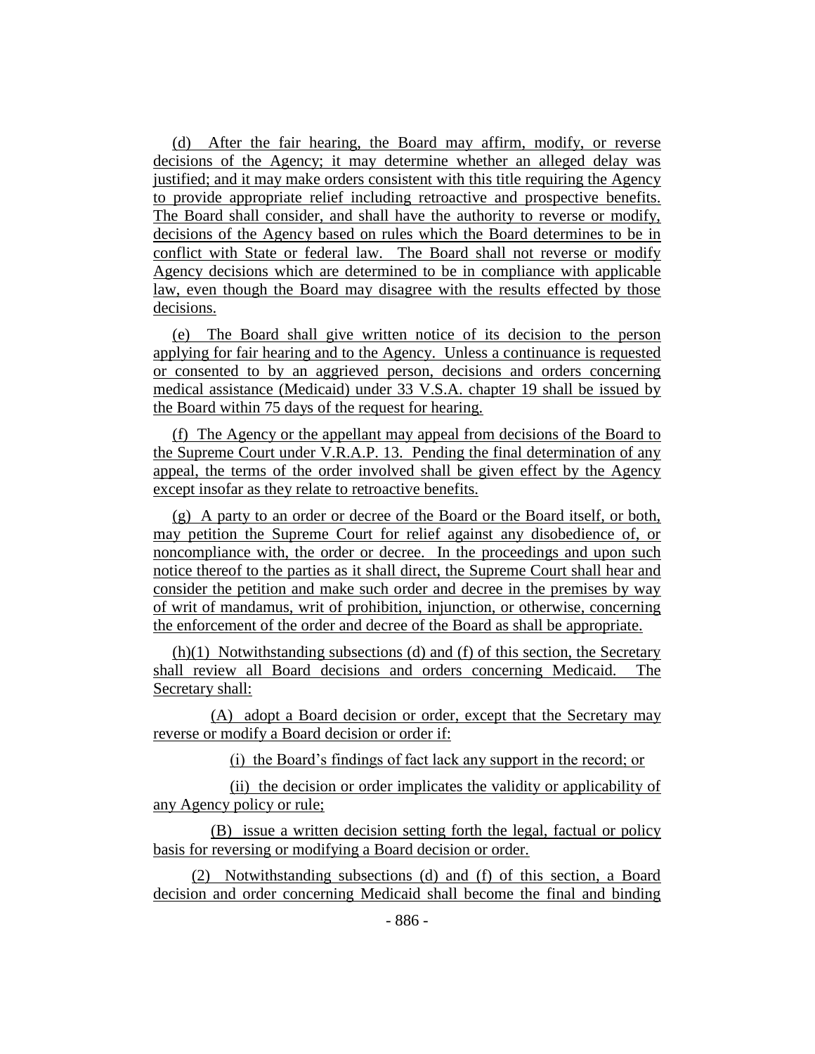(d) After the fair hearing, the Board may affirm, modify, or reverse decisions of the Agency; it may determine whether an alleged delay was justified; and it may make orders consistent with this title requiring the Agency to provide appropriate relief including retroactive and prospective benefits. The Board shall consider, and shall have the authority to reverse or modify, decisions of the Agency based on rules which the Board determines to be in conflict with State or federal law. The Board shall not reverse or modify Agency decisions which are determined to be in compliance with applicable law, even though the Board may disagree with the results effected by those decisions.

(e) The Board shall give written notice of its decision to the person applying for fair hearing and to the Agency. Unless a continuance is requested or consented to by an aggrieved person, decisions and orders concerning medical assistance (Medicaid) under 33 V.S.A. chapter 19 shall be issued by the Board within 75 days of the request for hearing.

(f) The Agency or the appellant may appeal from decisions of the Board to the Supreme Court under V.R.A.P. 13. Pending the final determination of any appeal, the terms of the order involved shall be given effect by the Agency except insofar as they relate to retroactive benefits.

(g) A party to an order or decree of the Board or the Board itself, or both, may petition the Supreme Court for relief against any disobedience of, or noncompliance with, the order or decree. In the proceedings and upon such notice thereof to the parties as it shall direct, the Supreme Court shall hear and consider the petition and make such order and decree in the premises by way of writ of mandamus, writ of prohibition, injunction, or otherwise, concerning the enforcement of the order and decree of the Board as shall be appropriate.

(h)(1) Notwithstanding subsections (d) and (f) of this section, the Secretary shall review all Board decisions and orders concerning Medicaid. The Secretary shall:

(A) adopt a Board decision or order, except that the Secretary may reverse or modify a Board decision or order if:

(i) the Board's findings of fact lack any support in the record; or

(ii) the decision or order implicates the validity or applicability of any Agency policy or rule;

(B) issue a written decision setting forth the legal, factual or policy basis for reversing or modifying a Board decision or order.

(2) Notwithstanding subsections (d) and (f) of this section, a Board decision and order concerning Medicaid shall become the final and binding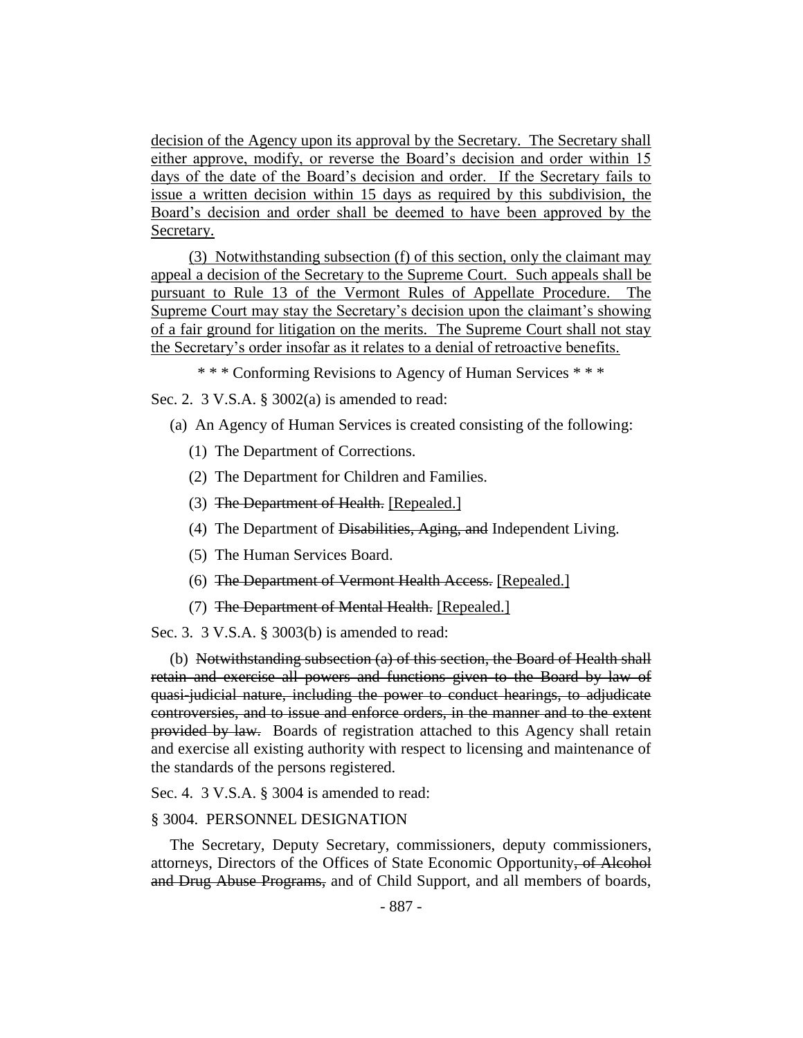decision of the Agency upon its approval by the Secretary. The Secretary shall either approve, modify, or reverse the Board's decision and order within 15 days of the date of the Board's decision and order. If the Secretary fails to issue a written decision within 15 days as required by this subdivision, the Board's decision and order shall be deemed to have been approved by the Secretary.

(3) Notwithstanding subsection (f) of this section, only the claimant may appeal a decision of the Secretary to the Supreme Court. Such appeals shall be pursuant to Rule 13 of the Vermont Rules of Appellate Procedure. The Supreme Court may stay the Secretary's decision upon the claimant's showing of a fair ground for litigation on the merits. The Supreme Court shall not stay the Secretary's order insofar as it relates to a denial of retroactive benefits.

\* \* \* Conforming Revisions to Agency of Human Services \* \* \*

Sec. 2. 3 V.S.A. § 3002(a) is amended to read:

(a) An Agency of Human Services is created consisting of the following:

(1) The Department of Corrections.

(2) The Department for Children and Families.

(3) ~~The Department of Health.~~ [Repealed.]

(4) The Department of ~~Disabilities, Aging, and~~ Independent Living.

(5) The Human Services Board.

(6) ~~The Department of Vermont Health Access.~~ [Repealed.]

(7) ~~The Department of Mental Health.~~ [Repealed.]

Sec. 3. 3 V.S.A. § 3003(b) is amended to read:

(b) ~~Notwithstanding subsection (a) of this section, the Board of Health shall retain and exercise all powers and functions given to the Board by law of quasi-judicial nature, including the power to conduct hearings, to adjudicate controversies, and to issue and enforce orders, in the manner and to the extent provided by law.~~ Boards of registration attached to this Agency shall retain and exercise all existing authority with respect to licensing and maintenance of the standards of the persons registered.

Sec. 4. 3 V.S.A. § 3004 is amended to read:

§ 3004. PERSONNEL DESIGNATION

The Secretary, Deputy Secretary, commissioners, deputy commissioners, attorneys, Directors of the Offices of State Economic Opportunity~~, of Alcohol and Drug Abuse Programs,~~ and of Child Support, and all members of boards,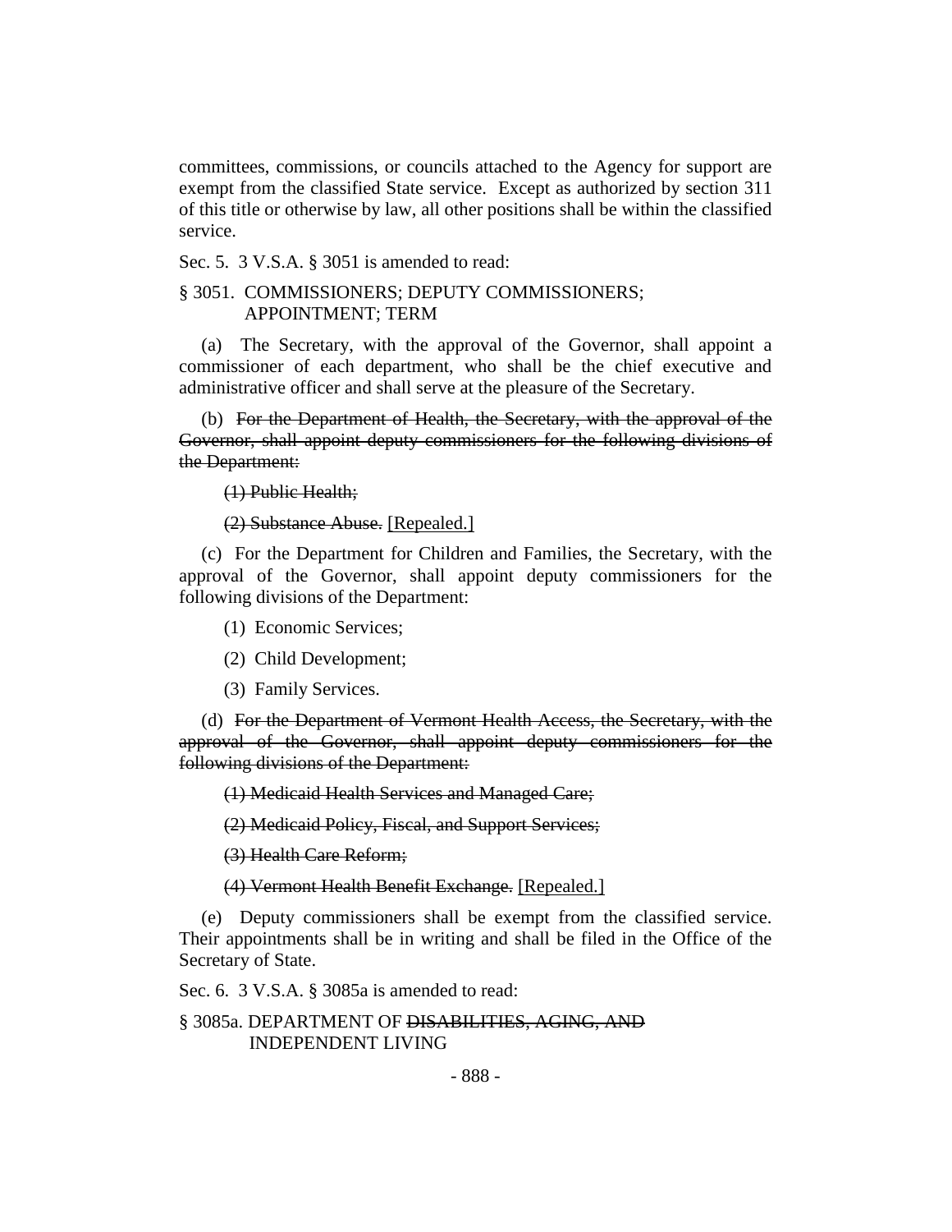committees, commissions, or councils attached to the Agency for support are exempt from the classified State service. Except as authorized by section 311 of this title or otherwise by law, all other positions shall be within the classified service.

Sec. 5. 3 V.S.A. § 3051 is amended to read:

§ 3051. COMMISSIONERS; DEPUTY COMMISSIONERS; APPOINTMENT; TERM

(a) The Secretary, with the approval of the Governor, shall appoint a commissioner of each department, who shall be the chief executive and administrative officer and shall serve at the pleasure of the Secretary.

(b) ~~For the Department of Health, the Secretary, with the approval of the Governor, shall appoint deputy commissioners for the following divisions of the Department:~~

~~(1) Public Health;~~

~~(2) Substance Abuse.~~ [Repealed.]

(c) For the Department for Children and Families, the Secretary, with the approval of the Governor, shall appoint deputy commissioners for the following divisions of the Department:

(1) Economic Services;

(2) Child Development;

(3) Family Services.

(d) ~~For the Department of Vermont Health Access, the Secretary, with the approval of the Governor, shall appoint deputy commissioners for the following divisions of the Department:~~

~~(1) Medicaid Health Services and Managed Care;~~

~~(2) Medicaid Policy, Fiscal, and Support Services;~~

~~(3) Health Care Reform;~~

~~(4) Vermont Health Benefit Exchange.~~ [Repealed.]

(e) Deputy commissioners shall be exempt from the classified service. Their appointments shall be in writing and shall be filed in the Office of the Secretary of State.

Sec. 6. 3 V.S.A. § 3085a is amended to read:

§ 3085a. DEPARTMENT OF ~~DISABILITIES, AGING, AND~~ INDEPENDENT LIVING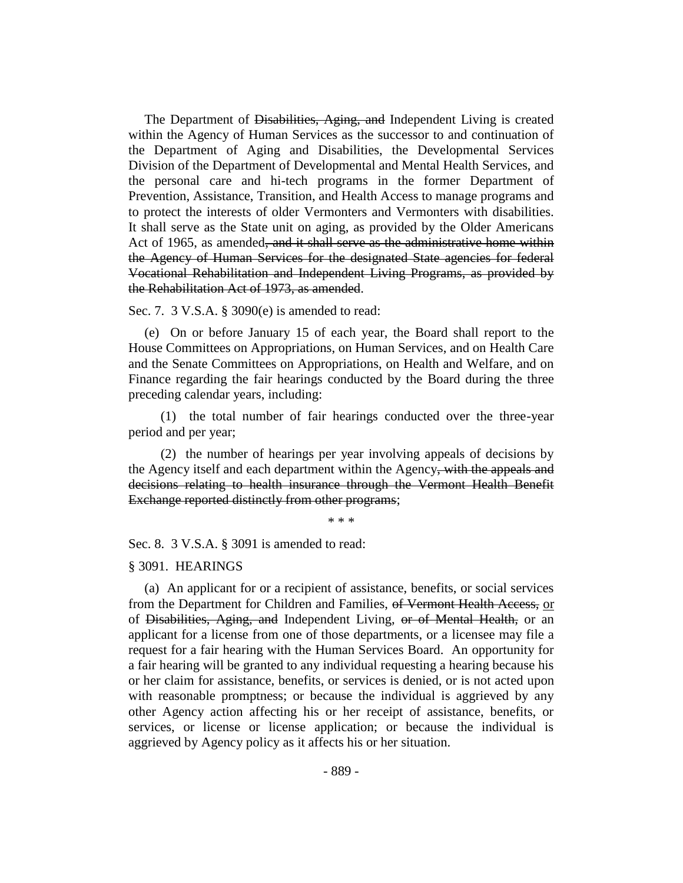The Department of ~~Disabilities, Aging, and~~ Independent Living is created within the Agency of Human Services as the successor to and continuation of the Department of Aging and Disabilities, the Developmental Services Division of the Department of Developmental and Mental Health Services, and the personal care and hi-tech programs in the former Department of Prevention, Assistance, Transition, and Health Access to manage programs and to protect the interests of older Vermonters and Vermonters with disabilities. It shall serve as the State unit on aging, as provided by the Older Americans Act of 1965, as amended~~, and it shall serve as the administrative home within the Agency of Human Services for the designated State agencies for federal Vocational Rehabilitation and Independent Living Programs, as provided by the Rehabilitation Act of 1973, as amended~~.

Sec. 7. 3 V.S.A. § 3090(e) is amended to read:

(e) On or before January 15 of each year, the Board shall report to the House Committees on Appropriations, on Human Services, and on Health Care and the Senate Committees on Appropriations, on Health and Welfare, and on Finance regarding the fair hearings conducted by the Board during the three preceding calendar years, including:

(1) the total number of fair hearings conducted over the three-year period and per year;

(2) the number of hearings per year involving appeals of decisions by the Agency itself and each department within the Agency~~, with the appeals and decisions relating to health insurance through the Vermont Health Benefit Exchange reported distinctly from other programs~~;

\* \* \*

Sec. 8. 3 V.S.A. § 3091 is amended to read:

§ 3091. HEARINGS

(a) An applicant for or a recipient of assistance, benefits, or social services from the Department for Children and Families, ~~of Vermont Health Access,~~ <u>or</u> of ~~Disabilities, Aging, and~~ Independent Living, ~~or of Mental Health,~~ or an applicant for a license from one of those departments, or a licensee may file a request for a fair hearing with the Human Services Board. An opportunity for a fair hearing will be granted to any individual requesting a hearing because his or her claim for assistance, benefits, or services is denied, or is not acted upon with reasonable promptness; or because the individual is aggrieved by any other Agency action affecting his or her receipt of assistance, benefits, or services, or license or license application; or because the individual is aggrieved by Agency policy as it affects his or her situation.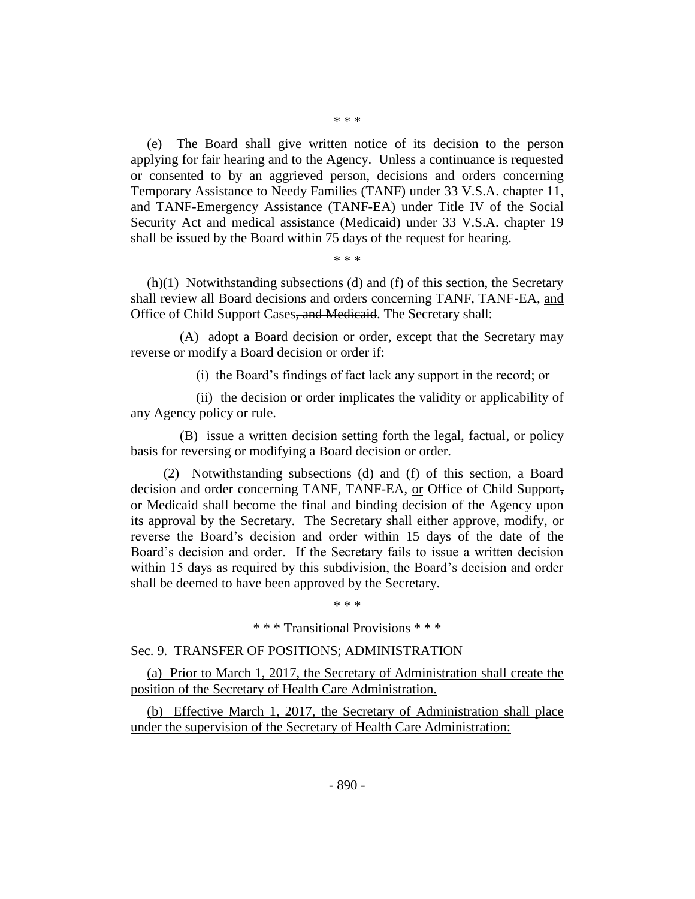\* \* \*

(e) The Board shall give written notice of its decision to the person applying for fair hearing and to the Agency. Unless a continuance is requested or consented to by an aggrieved person, decisions and orders concerning Temporary Assistance to Needy Families (TANF) under 33 V.S.A. chapter 11~~,~~ <u>and</u> TANF-Emergency Assistance (TANF-EA) under Title IV of the Social Security Act ~~and medical assistance (Medicaid) under 33 V.S.A. chapter 19~~ shall be issued by the Board within 75 days of the request for hearing.

\* \* \*

(h)(1) Notwithstanding subsections (d) and (f) of this section, the Secretary shall review all Board decisions and orders concerning TANF, TANF-EA, <u>and</u> Office of Child Support Cases~~, and Medicaid~~. The Secretary shall:

(A) adopt a Board decision or order, except that the Secretary may reverse or modify a Board decision or order if:

(i) the Board's findings of fact lack any support in the record; or

(ii) the decision or order implicates the validity or applicability of any Agency policy or rule.

(B) issue a written decision setting forth the legal, factual<u>,</u> or policy basis for reversing or modifying a Board decision or order.

(2) Notwithstanding subsections (d) and (f) of this section, a Board decision and order concerning TANF, TANF-EA, <u>or</u> Office of Child Support~~, or Medicaid~~ shall become the final and binding decision of the Agency upon its approval by the Secretary. The Secretary shall either approve, modify<u>,</u> or reverse the Board's decision and order within 15 days of the date of the Board's decision and order. If the Secretary fails to issue a written decision within 15 days as required by this subdivision, the Board's decision and order shall be deemed to have been approved by the Secretary.

\* \* \*

\* \* \* Transitional Provisions \* \* \*

Sec. 9. TRANSFER OF POSITIONS; ADMINISTRATION

<u>(a) Prior to March 1, 2017, the Secretary of Administration shall create the position of the Secretary of Health Care Administration.</u>

<u>(b) Effective March 1, 2017, the Secretary of Administration shall place under the supervision of the Secretary of Health Care Administration:</u>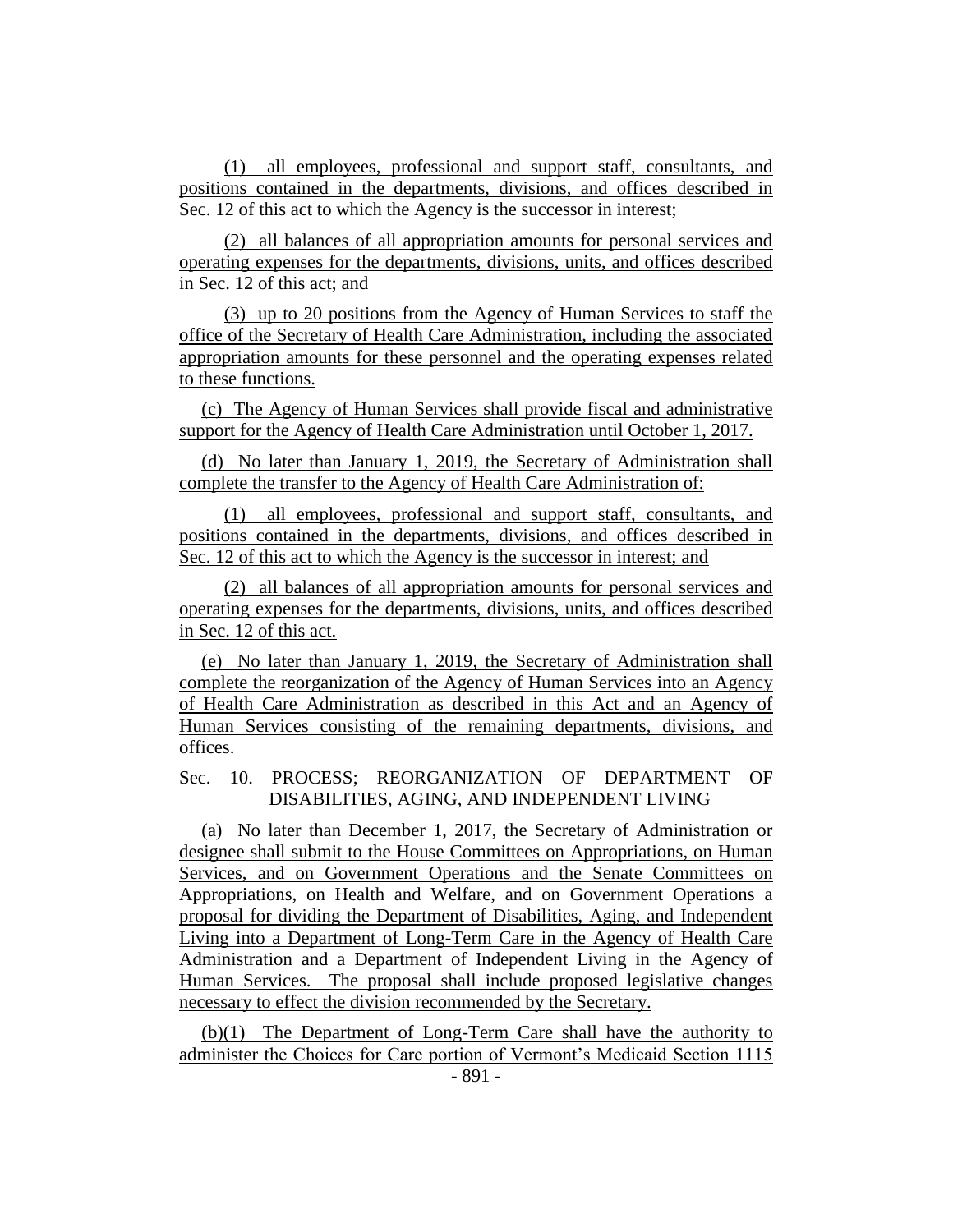(1) all employees, professional and support staff, consultants, and positions contained in the departments, divisions, and offices described in Sec. 12 of this act to which the Agency is the successor in interest;

(2) all balances of all appropriation amounts for personal services and operating expenses for the departments, divisions, units, and offices described in Sec. 12 of this act; and

(3) up to 20 positions from the Agency of Human Services to staff the office of the Secretary of Health Care Administration, including the associated appropriation amounts for these personnel and the operating expenses related to these functions.

(c) The Agency of Human Services shall provide fiscal and administrative support for the Agency of Health Care Administration until October 1, 2017.

(d) No later than January 1, 2019, the Secretary of Administration shall complete the transfer to the Agency of Health Care Administration of:

(1) all employees, professional and support staff, consultants, and positions contained in the departments, divisions, and offices described in Sec. 12 of this act to which the Agency is the successor in interest; and

(2) all balances of all appropriation amounts for personal services and operating expenses for the departments, divisions, units, and offices described in Sec. 12 of this act.

(e) No later than January 1, 2019, the Secretary of Administration shall complete the reorganization of the Agency of Human Services into an Agency of Health Care Administration as described in this Act and an Agency of Human Services consisting of the remaining departments, divisions, and offices.

Sec. 10. PROCESS; REORGANIZATION OF DEPARTMENT OF DISABILITIES, AGING, AND INDEPENDENT LIVING

(a) No later than December 1, 2017, the Secretary of Administration or designee shall submit to the House Committees on Appropriations, on Human Services, and on Government Operations and the Senate Committees on Appropriations, on Health and Welfare, and on Government Operations a proposal for dividing the Department of Disabilities, Aging, and Independent Living into a Department of Long-Term Care in the Agency of Health Care Administration and a Department of Independent Living in the Agency of Human Services. The proposal shall include proposed legislative changes necessary to effect the division recommended by the Secretary.

(b)(1) The Department of Long-Term Care shall have the authority to administer the Choices for Care portion of Vermont's Medicaid Section 1115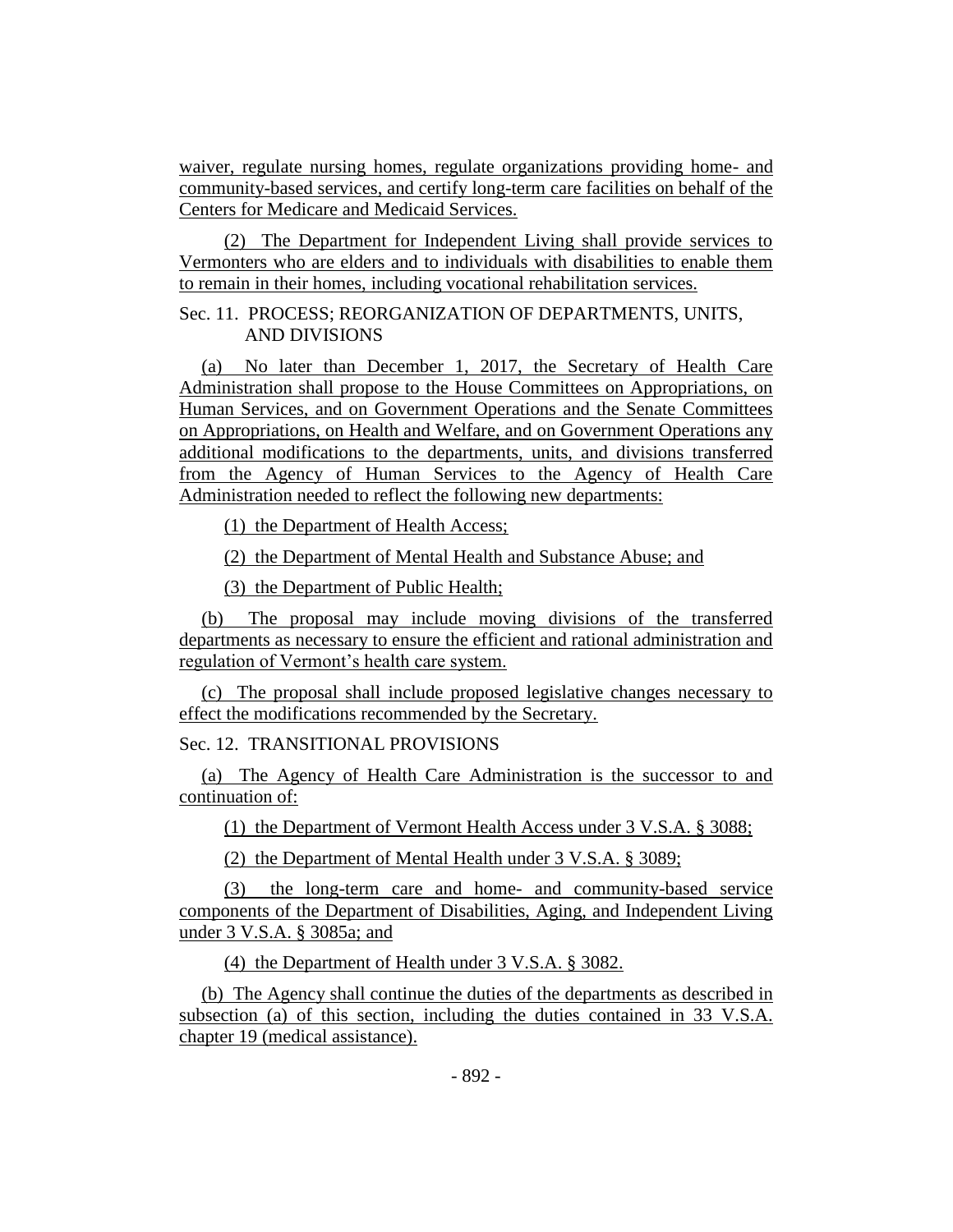waiver, regulate nursing homes, regulate organizations providing home- and community-based services, and certify long-term care facilities on behalf of the Centers for Medicare and Medicaid Services.

(2) The Department for Independent Living shall provide services to Vermonters who are elders and to individuals with disabilities to enable them to remain in their homes, including vocational rehabilitation services.

Sec. 11. PROCESS; REORGANIZATION OF DEPARTMENTS, UNITS, AND DIVISIONS

(a) No later than December 1, 2017, the Secretary of Health Care Administration shall propose to the House Committees on Appropriations, on Human Services, and on Government Operations and the Senate Committees on Appropriations, on Health and Welfare, and on Government Operations any additional modifications to the departments, units, and divisions transferred from the Agency of Human Services to the Agency of Health Care Administration needed to reflect the following new departments:

(1) the Department of Health Access;

(2) the Department of Mental Health and Substance Abuse; and

(3) the Department of Public Health;

(b) The proposal may include moving divisions of the transferred departments as necessary to ensure the efficient and rational administration and regulation of Vermont's health care system.

(c) The proposal shall include proposed legislative changes necessary to effect the modifications recommended by the Secretary.

Sec. 12. TRANSITIONAL PROVISIONS

(a) The Agency of Health Care Administration is the successor to and continuation of:

(1) the Department of Vermont Health Access under 3 V.S.A. § 3088;

(2) the Department of Mental Health under 3 V.S.A. § 3089;

(3) the long-term care and home- and community-based service components of the Department of Disabilities, Aging, and Independent Living under 3 V.S.A. § 3085a; and

(4) the Department of Health under 3 V.S.A. § 3082.

(b) The Agency shall continue the duties of the departments as described in subsection (a) of this section, including the duties contained in 33 V.S.A. chapter 19 (medical assistance).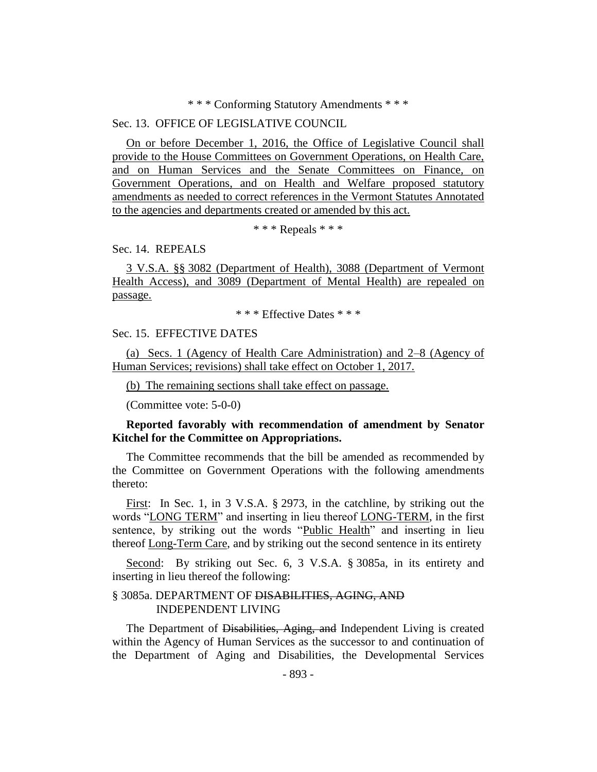\* \* \* Conforming Statutory Amendments \* \* \*

Sec. 13. OFFICE OF LEGISLATIVE COUNCIL

<u>On or before December 1, 2016, the Office of Legislative Council shall provide to the House Committees on Government Operations, on Health Care, and on Human Services and the Senate Committees on Finance, on Government Operations, and on Health and Welfare proposed statutory amendments as needed to correct references in the Vermont Statutes Annotated to the agencies and departments created or amended by this act.</u>

\* \* \* Repeals \* \* \*

Sec. 14. REPEALS

<u>3 V.S.A. §§ 3082 (Department of Health), 3088 (Department of Vermont Health Access), and 3089 (Department of Mental Health) are repealed on passage.</u>

\* \* \* Effective Dates \* \* \*

Sec. 15. EFFECTIVE DATES

<u>(a) Secs. 1 (Agency of Health Care Administration) and 2–8 (Agency of Human Services; revisions) shall take effect on October 1, 2017.</u>

<u>(b) The remaining sections shall take effect on passage.</u>

(Committee vote: 5-0-0)

**Reported favorably with recommendation of amendment by Senator Kitchel for the Committee on Appropriations.**

The Committee recommends that the bill be amended as recommended by the Committee on Government Operations with the following amendments thereto:

<u>First</u>: In Sec. 1, in 3 V.S.A. § 2973, in the catchline, by striking out the words "<u>LONG TERM</u>" and inserting in lieu thereof <u>LONG-TERM</u>, in the first sentence, by striking out the words "<u>Public Health</u>" and inserting in lieu thereof <u>Long-Term Care</u>, and by striking out the second sentence in its entirety

<u>Second</u>: By striking out Sec. 6, 3 V.S.A. § 3085a, in its entirety and inserting in lieu thereof the following:

§ 3085a. DEPARTMENT OF ~~DISABILITIES, AGING, AND~~ INDEPENDENT LIVING

The Department of ~~Disabilities, Aging, and~~ Independent Living is created within the Agency of Human Services as the successor to and continuation of the Department of Aging and Disabilities, the Developmental Services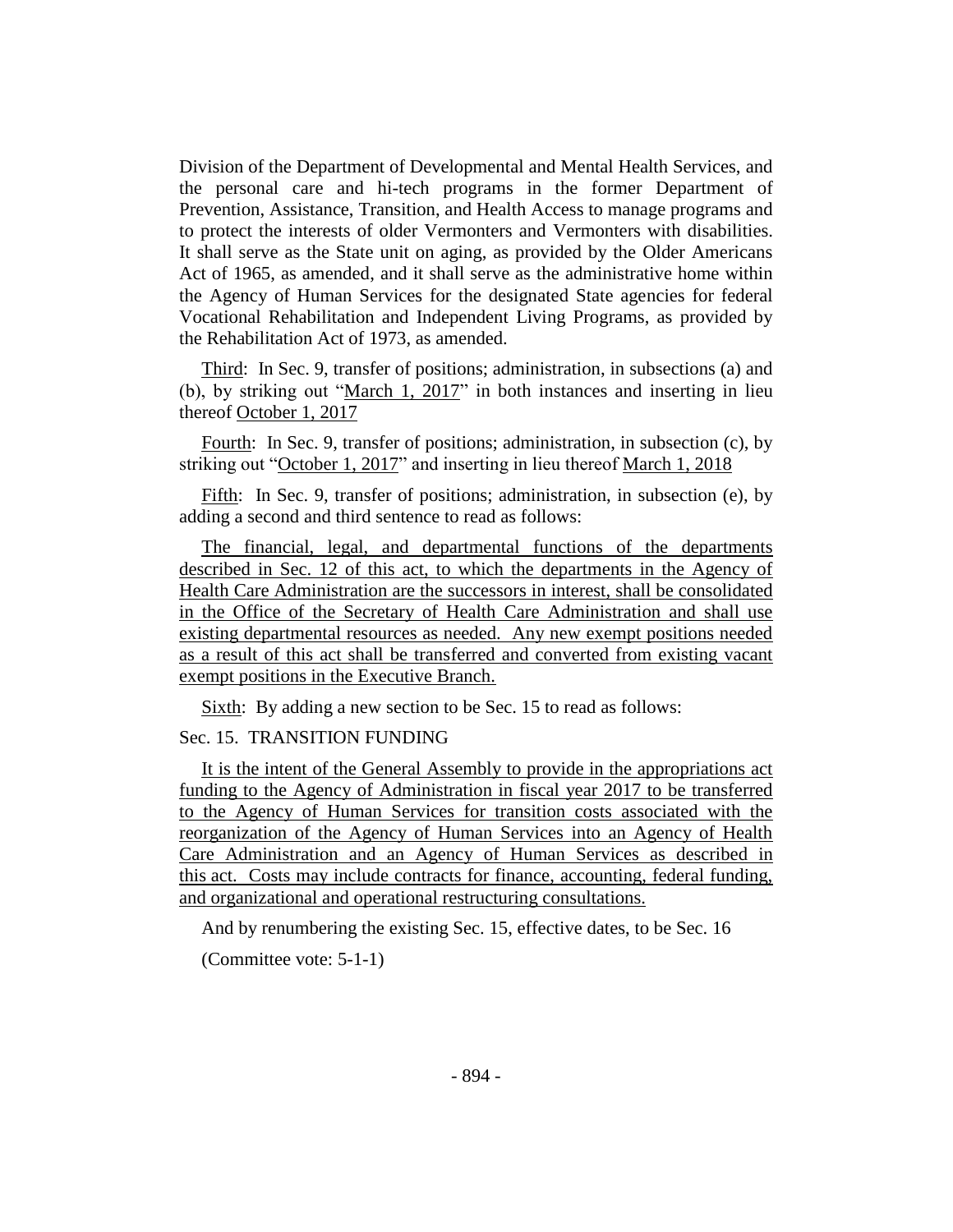Division of the Department of Developmental and Mental Health Services, and the personal care and hi-tech programs in the former Department of Prevention, Assistance, Transition, and Health Access to manage programs and to protect the interests of older Vermonters and Vermonters with disabilities. It shall serve as the State unit on aging, as provided by the Older Americans Act of 1965, as amended, and it shall serve as the administrative home within the Agency of Human Services for the designated State agencies for federal Vocational Rehabilitation and Independent Living Programs, as provided by the Rehabilitation Act of 1973, as amended.

Third: In Sec. 9, transfer of positions; administration, in subsections (a) and (b), by striking out "March 1, 2017" in both instances and inserting in lieu thereof October 1, 2017

Fourth: In Sec. 9, transfer of positions; administration, in subsection (c), by striking out "October 1, 2017" and inserting in lieu thereof March 1, 2018

Fifth: In Sec. 9, transfer of positions; administration, in subsection (e), by adding a second and third sentence to read as follows:

The financial, legal, and departmental functions of the departments described in Sec. 12 of this act, to which the departments in the Agency of Health Care Administration are the successors in interest, shall be consolidated in the Office of the Secretary of Health Care Administration and shall use existing departmental resources as needed. Any new exempt positions needed as a result of this act shall be transferred and converted from existing vacant exempt positions in the Executive Branch.

Sixth: By adding a new section to be Sec. 15 to read as follows:

Sec. 15. TRANSITION FUNDING

It is the intent of the General Assembly to provide in the appropriations act funding to the Agency of Administration in fiscal year 2017 to be transferred to the Agency of Human Services for transition costs associated with the reorganization of the Agency of Human Services into an Agency of Health Care Administration and an Agency of Human Services as described in this act. Costs may include contracts for finance, accounting, federal funding, and organizational and operational restructuring consultations.

And by renumbering the existing Sec. 15, effective dates, to be Sec. 16

(Committee vote: 5-1-1)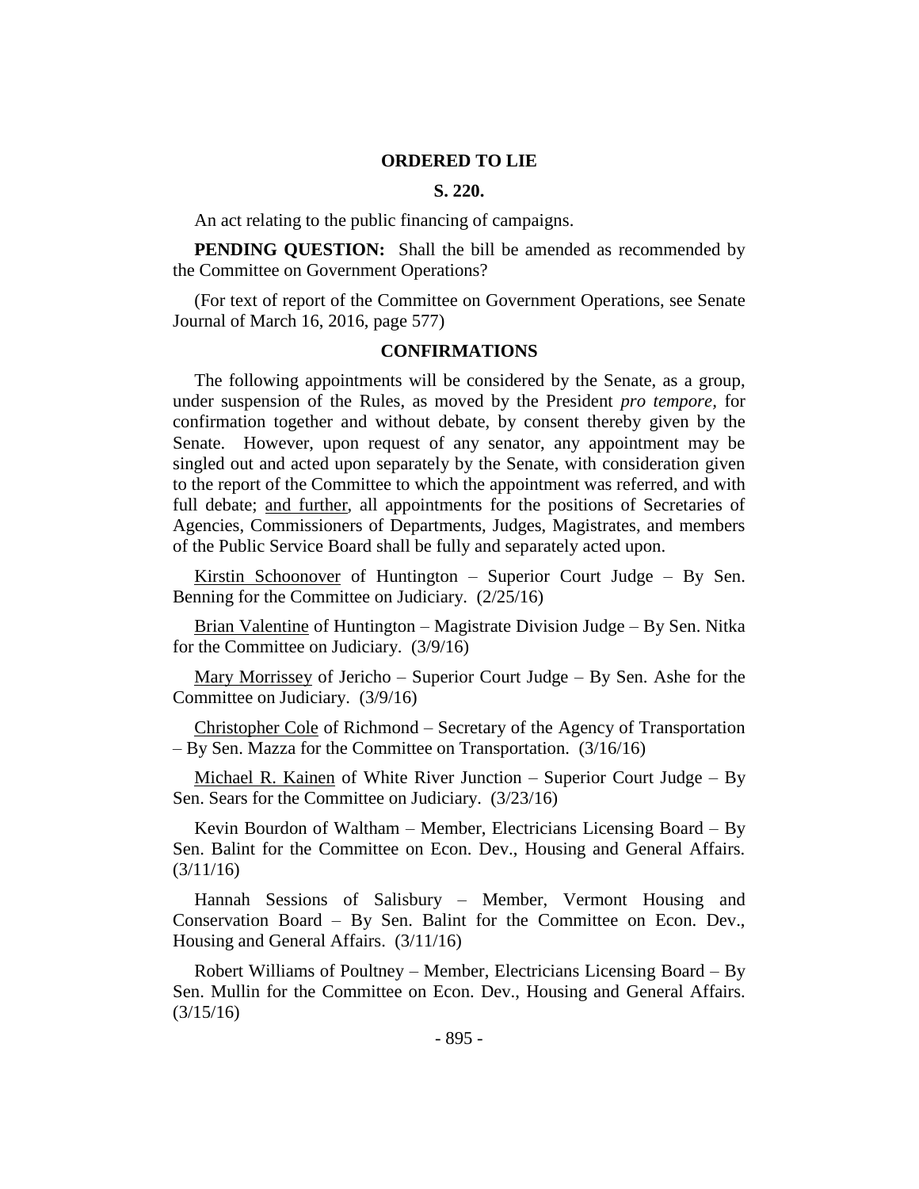### ORDERED TO LIE

### S. 220.

An act relating to the public financing of campaigns.

**PENDING QUESTION:** Shall the bill be amended as recommended by the Committee on Government Operations?

(For text of report of the Committee on Government Operations, see Senate Journal of March 16, 2016, page 577)

### CONFIRMATIONS

The following appointments will be considered by the Senate, as a group, under suspension of the Rules, as moved by the President *pro tempore,* for confirmation together and without debate, by consent thereby given by the Senate. However, upon request of any senator, any appointment may be singled out and acted upon separately by the Senate, with consideration given to the report of the Committee to which the appointment was referred, and with full debate; <u>and further</u>, all appointments for the positions of Secretaries of Agencies, Commissioners of Departments, Judges, Magistrates, and members of the Public Service Board shall be fully and separately acted upon.

<u>Kirstin Schoonover</u> of Huntington – Superior Court Judge – By Sen. Benning for the Committee on Judiciary. (2/25/16)

<u>Brian Valentine</u> of Huntington – Magistrate Division Judge – By Sen. Nitka for the Committee on Judiciary. (3/9/16)

<u>Mary Morrissey</u> of Jericho – Superior Court Judge – By Sen. Ashe for the Committee on Judiciary. (3/9/16)

<u>Christopher Cole</u> of Richmond – Secretary of the Agency of Transportation – By Sen. Mazza for the Committee on Transportation. (3/16/16)

<u>Michael R. Kainen</u> of White River Junction – Superior Court Judge – By Sen. Sears for the Committee on Judiciary. (3/23/16)

Kevin Bourdon of Waltham – Member, Electricians Licensing Board – By Sen. Balint for the Committee on Econ. Dev., Housing and General Affairs. (3/11/16)

Hannah Sessions of Salisbury – Member, Vermont Housing and Conservation Board – By Sen. Balint for the Committee on Econ. Dev., Housing and General Affairs. (3/11/16)

Robert Williams of Poultney – Member, Electricians Licensing Board – By Sen. Mullin for the Committee on Econ. Dev., Housing and General Affairs. (3/15/16)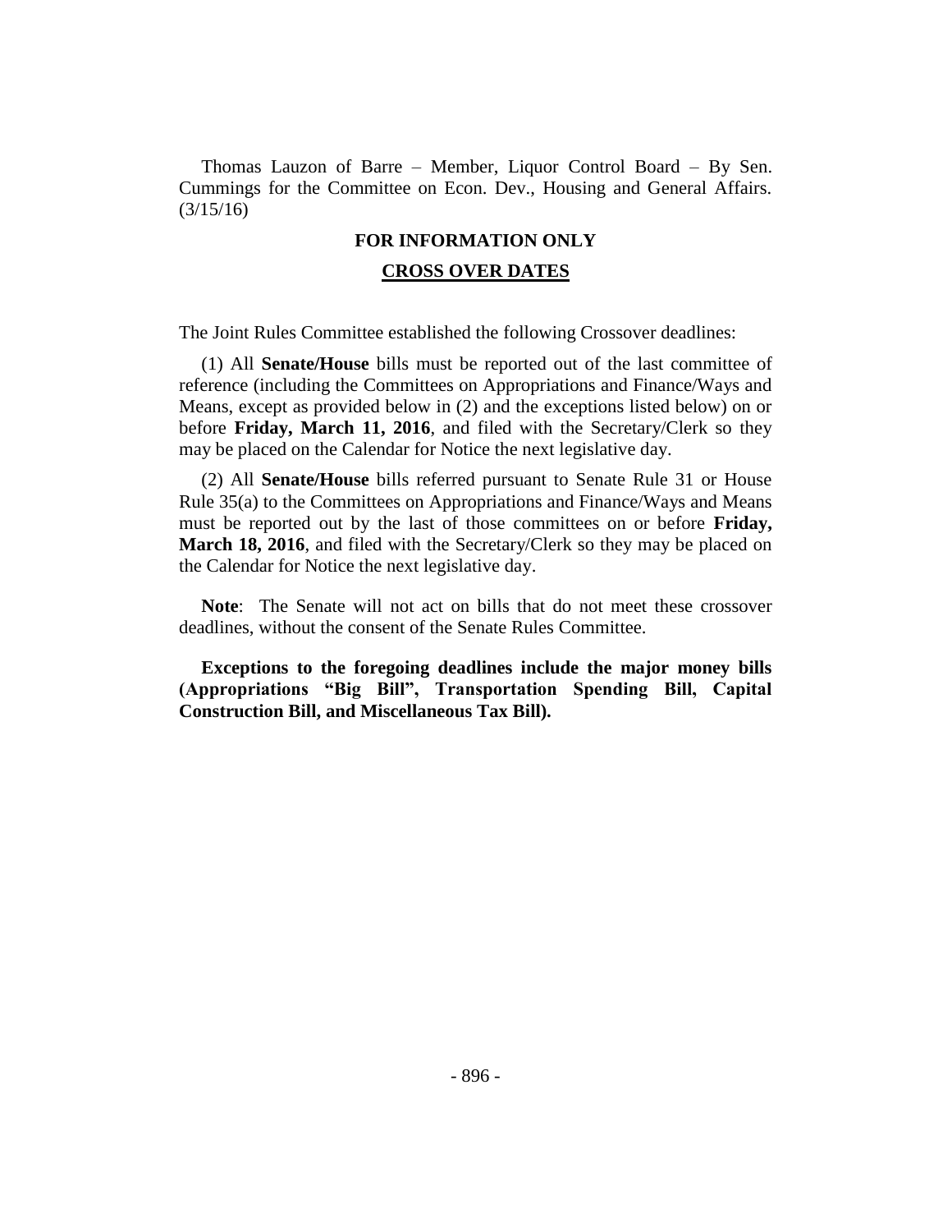Thomas Lauzon of Barre – Member, Liquor Control Board – By Sen. Cummings for the Committee on Econ. Dev., Housing and General Affairs. (3/15/16)

## FOR INFORMATION ONLY

## CROSS OVER DATES

The Joint Rules Committee established the following Crossover deadlines:

(1) All **Senate/House** bills must be reported out of the last committee of reference (including the Committees on Appropriations and Finance/Ways and Means, except as provided below in (2) and the exceptions listed below) on or before **Friday, March 11, 2016**, and filed with the Secretary/Clerk so they may be placed on the Calendar for Notice the next legislative day.

(2) All **Senate/House** bills referred pursuant to Senate Rule 31 or House Rule 35(a) to the Committees on Appropriations and Finance/Ways and Means must be reported out by the last of those committees on or before **Friday, March 18, 2016**, and filed with the Secretary/Clerk so they may be placed on the Calendar for Notice the next legislative day.

**Note**: The Senate will not act on bills that do not meet these crossover deadlines, without the consent of the Senate Rules Committee.

**Exceptions to the foregoing deadlines include the major money bills (Appropriations "Big Bill", Transportation Spending Bill, Capital Construction Bill, and Miscellaneous Tax Bill).**